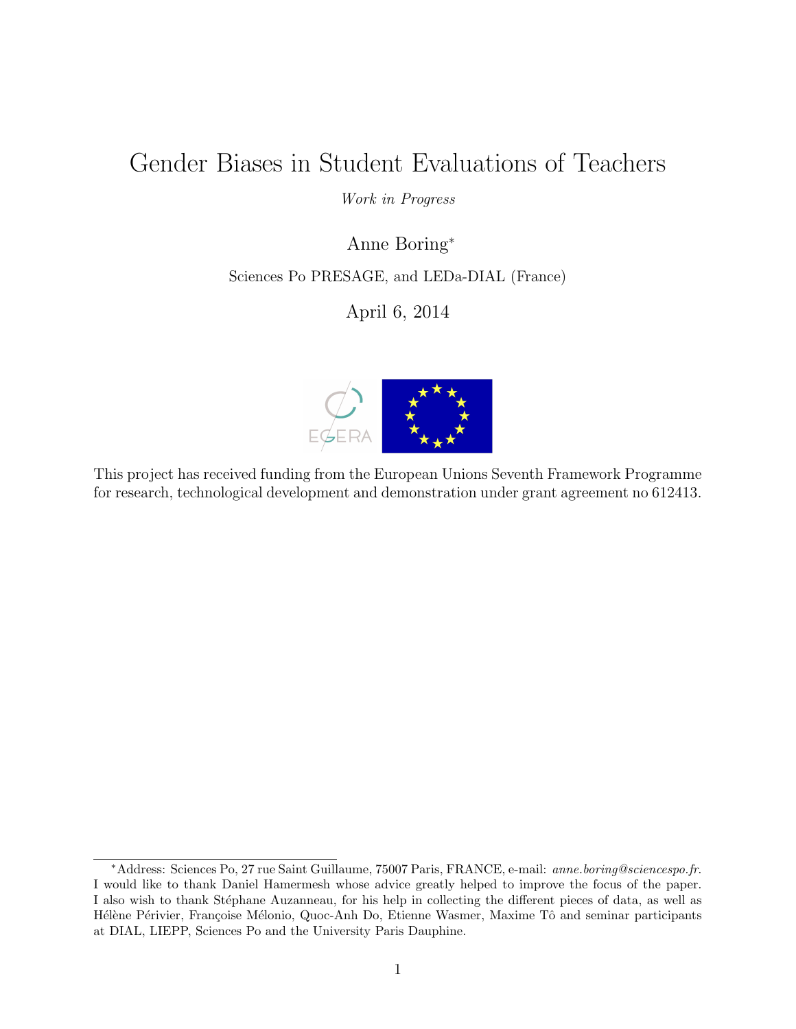# Gender Biases in Student Evaluations of Teachers

*Work in Progress*

Anne Boring*

Sciences Po PRESAGE, and LEDa-DIAL (France)

April 6, 2014

This project has received funding from the European Unions Seventh Framework Programme for research, technological development and demonstration under grant agreement no 612413.

---

*Address: Sciences Po, 27 rue Saint Guillaume, 75007 Paris, FRANCE, e-mail: *anne.boring@sciencespo.fr*. I would like to thank Daniel Hamermesh whose advice greatly helped to improve the focus of the paper. I also wish to thank Stéphane Auzanneau, for his help in collecting the different pieces of data, as well as Hélène Périvier, Françoise Mélonio, Quoc-Anh Do, Etienne Wasmer, Maxime Tô and seminar participants at DIAL, LIEPP, Sciences Po and the University Paris Dauphine.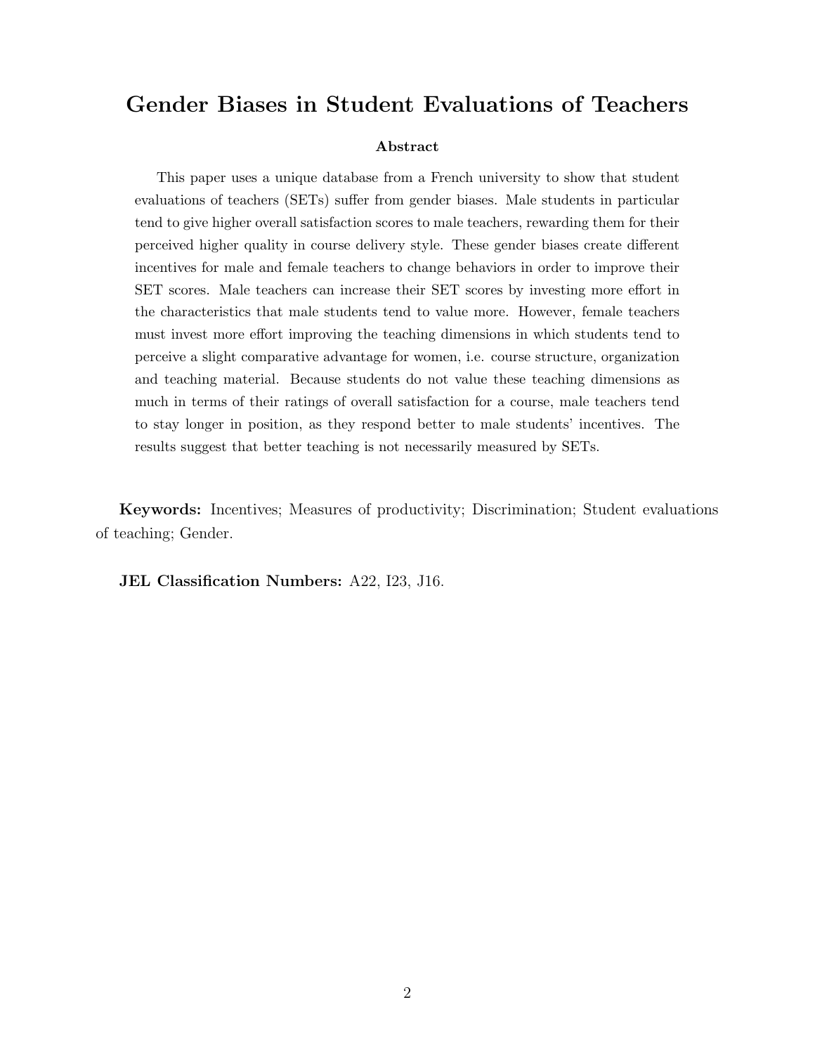# Gender Biases in Student Evaluations of Teachers

**Abstract**

This paper uses a unique database from a French university to show that student evaluations of teachers (SETs) suffer from gender biases. Male students in particular tend to give higher overall satisfaction scores to male teachers, rewarding them for their perceived higher quality in course delivery style. These gender biases create different incentives for male and female teachers to change behaviors in order to improve their SET scores. Male teachers can increase their SET scores by investing more effort in the characteristics that male students tend to value more. However, female teachers must invest more effort improving the teaching dimensions in which students tend to perceive a slight comparative advantage for women, i.e. course structure, organization and teaching material. Because students do not value these teaching dimensions as much in terms of their ratings of overall satisfaction for a course, male teachers tend to stay longer in position, as they respond better to male students' incentives. The results suggest that better teaching is not necessarily measured by SETs.

**Keywords:** Incentives; Measures of productivity; Discrimination; Student evaluations of teaching; Gender.

**JEL Classification Numbers:** A22, I23, J16.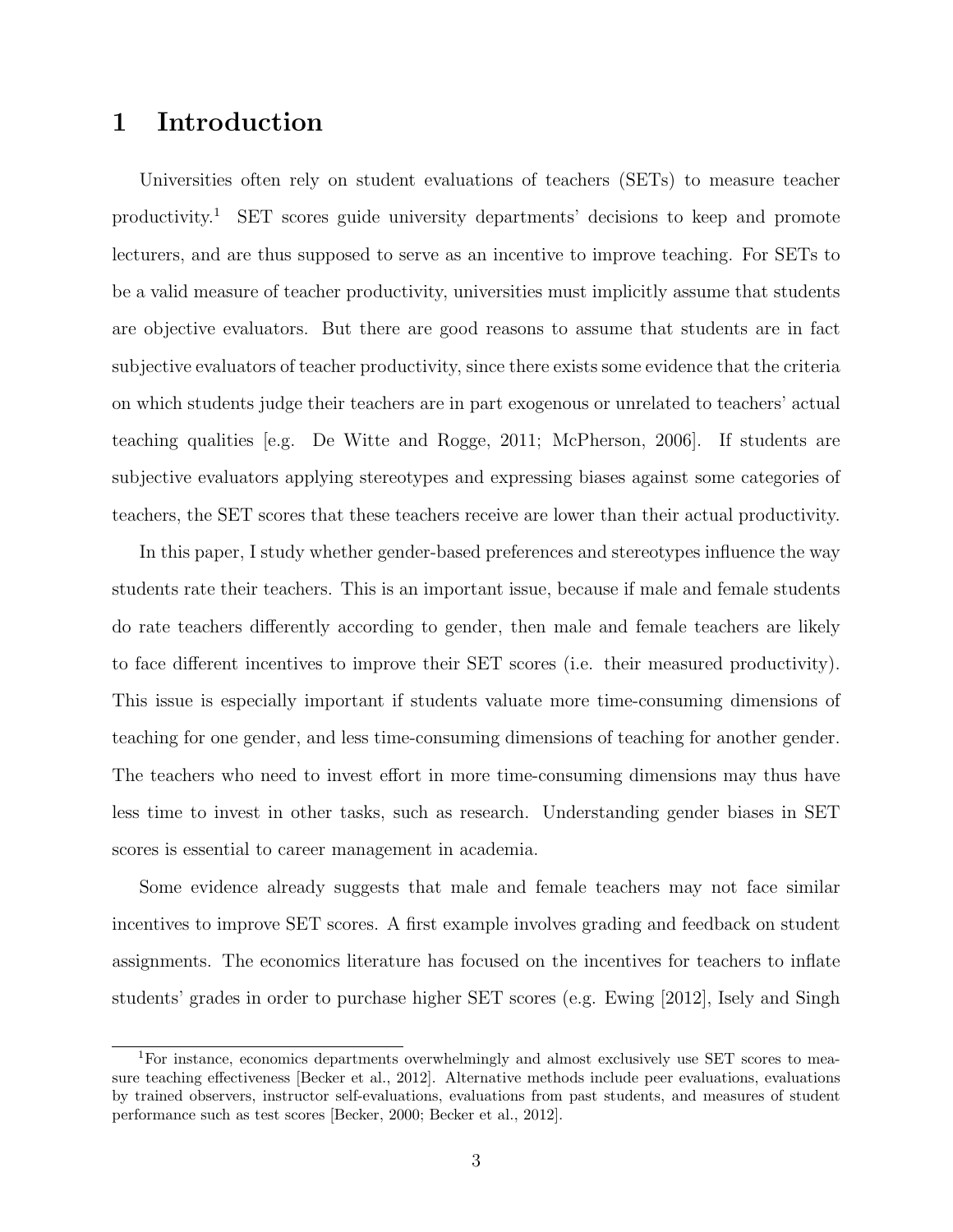# 1 Introduction

Universities often rely on student evaluations of teachers (SETs) to measure teacher productivity.[1] SET scores guide university departments' decisions to keep and promote lecturers, and are thus supposed to serve as an incentive to improve teaching. For SETs to be a valid measure of teacher productivity, universities must implicitly assume that students are objective evaluators. But there are good reasons to assume that students are in fact subjective evaluators of teacher productivity, since there exists some evidence that the criteria on which students judge their teachers are in part exogenous or unrelated to teachers' actual teaching qualities [e.g. De Witte and Rogge, 2011; McPherson, 2006]. If students are subjective evaluators applying stereotypes and expressing biases against some categories of teachers, the SET scores that these teachers receive are lower than their actual productivity.

In this paper, I study whether gender-based preferences and stereotypes influence the way students rate their teachers. This is an important issue, because if male and female students do rate teachers differently according to gender, then male and female teachers are likely to face different incentives to improve their SET scores (i.e. their measured productivity). This issue is especially important if students valuate more time-consuming dimensions of teaching for one gender, and less time-consuming dimensions of teaching for another gender. The teachers who need to invest effort in more time-consuming dimensions may thus have less time to invest in other tasks, such as research. Understanding gender biases in SET scores is essential to career management in academia.

Some evidence already suggests that male and female teachers may not face similar incentives to improve SET scores. A first example involves grading and feedback on student assignments. The economics literature has focused on the incentives for teachers to inflate students' grades in order to purchase higher SET scores (e.g. Ewing [2012], Isely and Singh

[1] For instance, economics departments overwhelmingly and almost exclusively use SET scores to measure teaching effectiveness [Becker et al., 2012]. Alternative methods include peer evaluations, evaluations by trained observers, instructor self-evaluations, evaluations from past students, and measures of student performance such as test scores [Becker, 2000; Becker et al., 2012].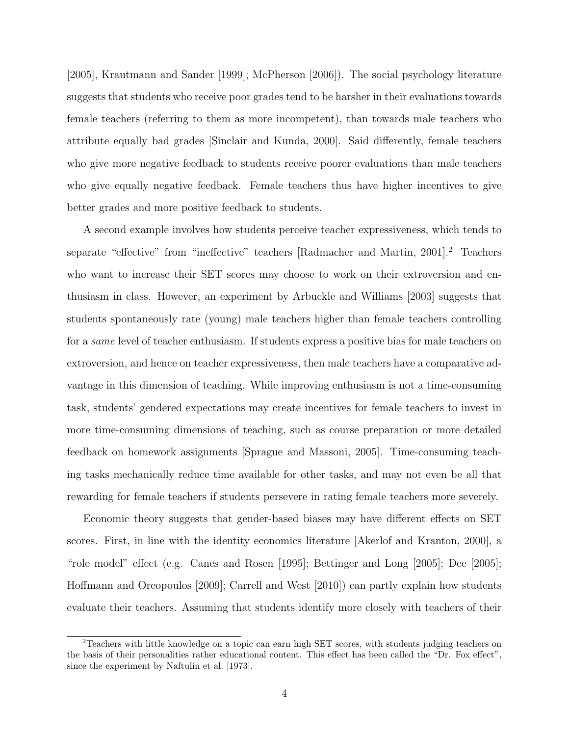[2005], Krautmann and Sander [1999]; McPherson [2006]). The social psychology literature suggests that students who receive poor grades tend to be harsher in their evaluations towards female teachers (referring to them as more incompetent), than towards male teachers who attribute equally bad grades [Sinclair and Kunda, 2000]. Said differently, female teachers who give more negative feedback to students receive poorer evaluations than male teachers who give equally negative feedback. Female teachers thus have higher incentives to give better grades and more positive feedback to students.

A second example involves how students perceive teacher expressiveness, which tends to separate "effective" from "ineffective" teachers [Radmacher and Martin, 2001].[2] Teachers who want to increase their SET scores may choose to work on their extroversion and enthusiasm in class. However, an experiment by Arbuckle and Williams [2003] suggests that students spontaneously rate (young) male teachers higher than female teachers controlling for a *same* level of teacher enthusiasm. If students express a positive bias for male teachers on extroversion, and hence on teacher expressiveness, then male teachers have a comparative advantage in this dimension of teaching. While improving enthusiasm is not a time-consuming task, students' gendered expectations may create incentives for female teachers to invest in more time-consuming dimensions of teaching, such as course preparation or more detailed feedback on homework assignments [Sprague and Massoni, 2005]. Time-consuming teaching tasks mechanically reduce time available for other tasks, and may not even be all that rewarding for female teachers if students persevere in rating female teachers more severely.

Economic theory suggests that gender-based biases may have different effects on SET scores. First, in line with the identity economics literature [Akerlof and Kranton, 2000], a "role model" effect (e.g. Canes and Rosen [1995]; Bettinger and Long [2005]; Dee [2005]; Hoffmann and Oreopoulos [2009]; Carrell and West [2010]) can partly explain how students evaluate their teachers. Assuming that students identify more closely with teachers of their

[2] Teachers with little knowledge on a topic can earn high SET scores, with students judging teachers on the basis of their personalities rather educational content. This effect has been called the "Dr. Fox effect", since the experiment by Naftulin et al. [1973].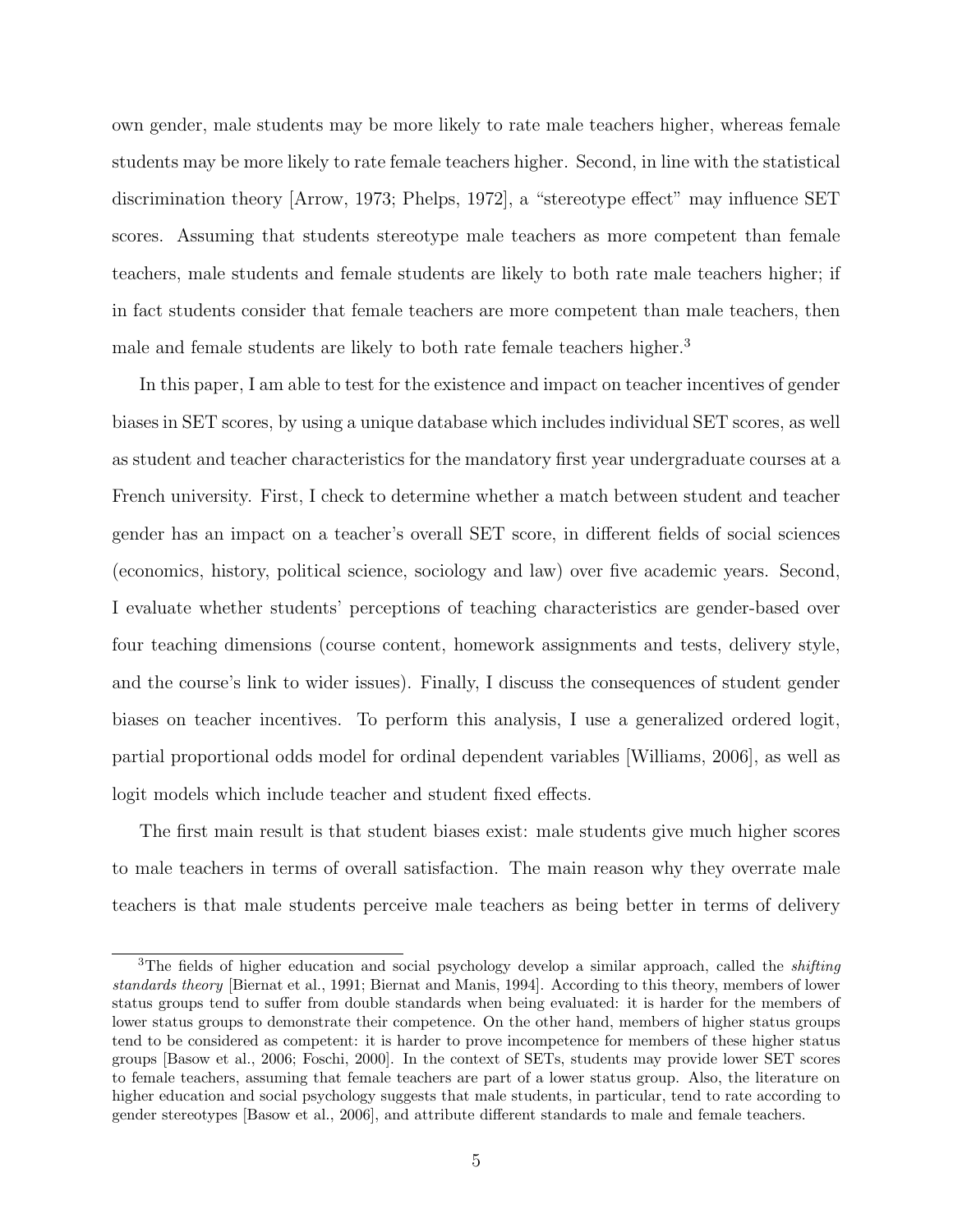own gender, male students may be more likely to rate male teachers higher, whereas female students may be more likely to rate female teachers higher. Second, in line with the statistical discrimination theory [Arrow, 1973; Phelps, 1972], a "stereotype effect" may influence SET scores. Assuming that students stereotype male teachers as more competent than female teachers, male students and female students are likely to both rate male teachers higher; if in fact students consider that female teachers are more competent than male teachers, then male and female students are likely to both rate female teachers higher.[3]

In this paper, I am able to test for the existence and impact on teacher incentives of gender biases in SET scores, by using a unique database which includes individual SET scores, as well as student and teacher characteristics for the mandatory first year undergraduate courses at a French university. First, I check to determine whether a match between student and teacher gender has an impact on a teacher's overall SET score, in different fields of social sciences (economics, history, political science, sociology and law) over five academic years. Second, I evaluate whether students' perceptions of teaching characteristics are gender-based over four teaching dimensions (course content, homework assignments and tests, delivery style, and the course's link to wider issues). Finally, I discuss the consequences of student gender biases on teacher incentives. To perform this analysis, I use a generalized ordered logit, partial proportional odds model for ordinal dependent variables [Williams, 2006], as well as logit models which include teacher and student fixed effects.

The first main result is that student biases exist: male students give much higher scores to male teachers in terms of overall satisfaction. The main reason why they overrate male teachers is that male students perceive male teachers as being better in terms of delivery

[3] The fields of higher education and social psychology develop a similar approach, called the *shifting standards theory* [Biernat et al., 1991; Biernat and Manis, 1994]. According to this theory, members of lower status groups tend to suffer from double standards when being evaluated: it is harder for the members of lower status groups to demonstrate their competence. On the other hand, members of higher status groups tend to be considered as competent: it is harder to prove incompetence for members of these higher status groups [Basow et al., 2006; Foschi, 2000]. In the context of SETs, students may provide lower SET scores to female teachers, assuming that female teachers are part of a lower status group. Also, the literature on higher education and social psychology suggests that male students, in particular, tend to rate according to gender stereotypes [Basow et al., 2006], and attribute different standards to male and female teachers.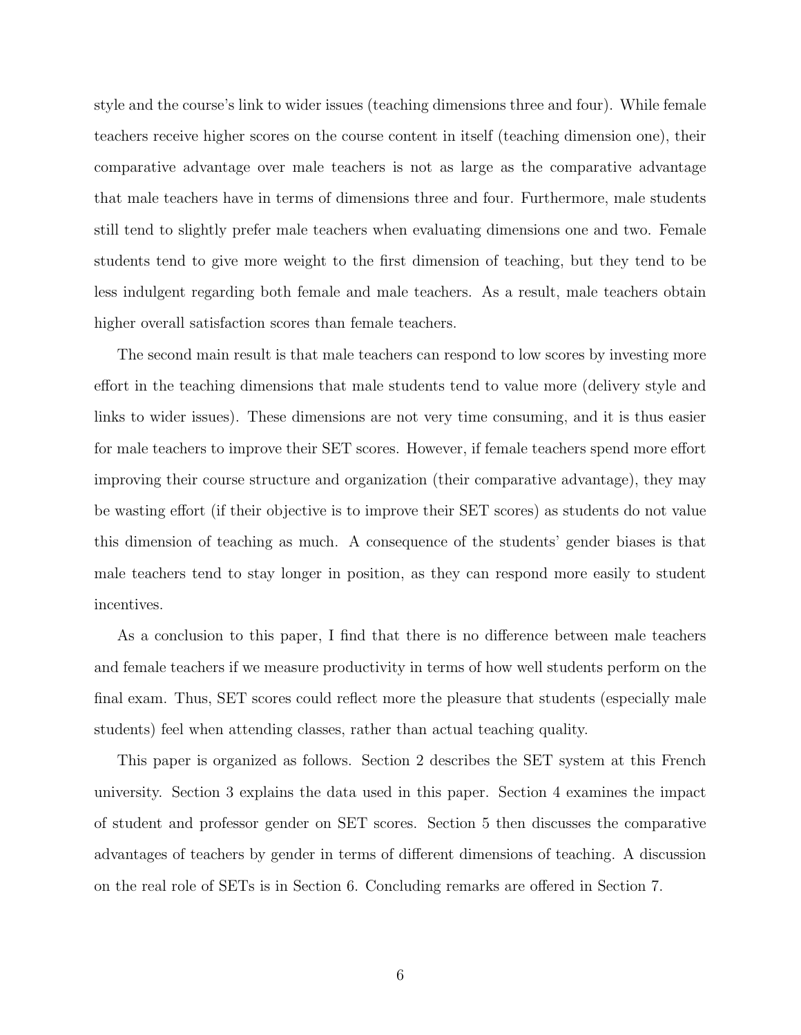style and the course's link to wider issues (teaching dimensions three and four). While female teachers receive higher scores on the course content in itself (teaching dimension one), their comparative advantage over male teachers is not as large as the comparative advantage that male teachers have in terms of dimensions three and four. Furthermore, male students still tend to slightly prefer male teachers when evaluating dimensions one and two. Female students tend to give more weight to the first dimension of teaching, but they tend to be less indulgent regarding both female and male teachers. As a result, male teachers obtain higher overall satisfaction scores than female teachers.

The second main result is that male teachers can respond to low scores by investing more effort in the teaching dimensions that male students tend to value more (delivery style and links to wider issues). These dimensions are not very time consuming, and it is thus easier for male teachers to improve their SET scores. However, if female teachers spend more effort improving their course structure and organization (their comparative advantage), they may be wasting effort (if their objective is to improve their SET scores) as students do not value this dimension of teaching as much. A consequence of the students' gender biases is that male teachers tend to stay longer in position, as they can respond more easily to student incentives.

As a conclusion to this paper, I find that there is no difference between male teachers and female teachers if we measure productivity in terms of how well students perform on the final exam. Thus, SET scores could reflect more the pleasure that students (especially male students) feel when attending classes, rather than actual teaching quality.

This paper is organized as follows. Section 2 describes the SET system at this French university. Section 3 explains the data used in this paper. Section 4 examines the impact of student and professor gender on SET scores. Section 5 then discusses the comparative advantages of teachers by gender in terms of different dimensions of teaching. A discussion on the real role of SETs is in Section 6. Concluding remarks are offered in Section 7.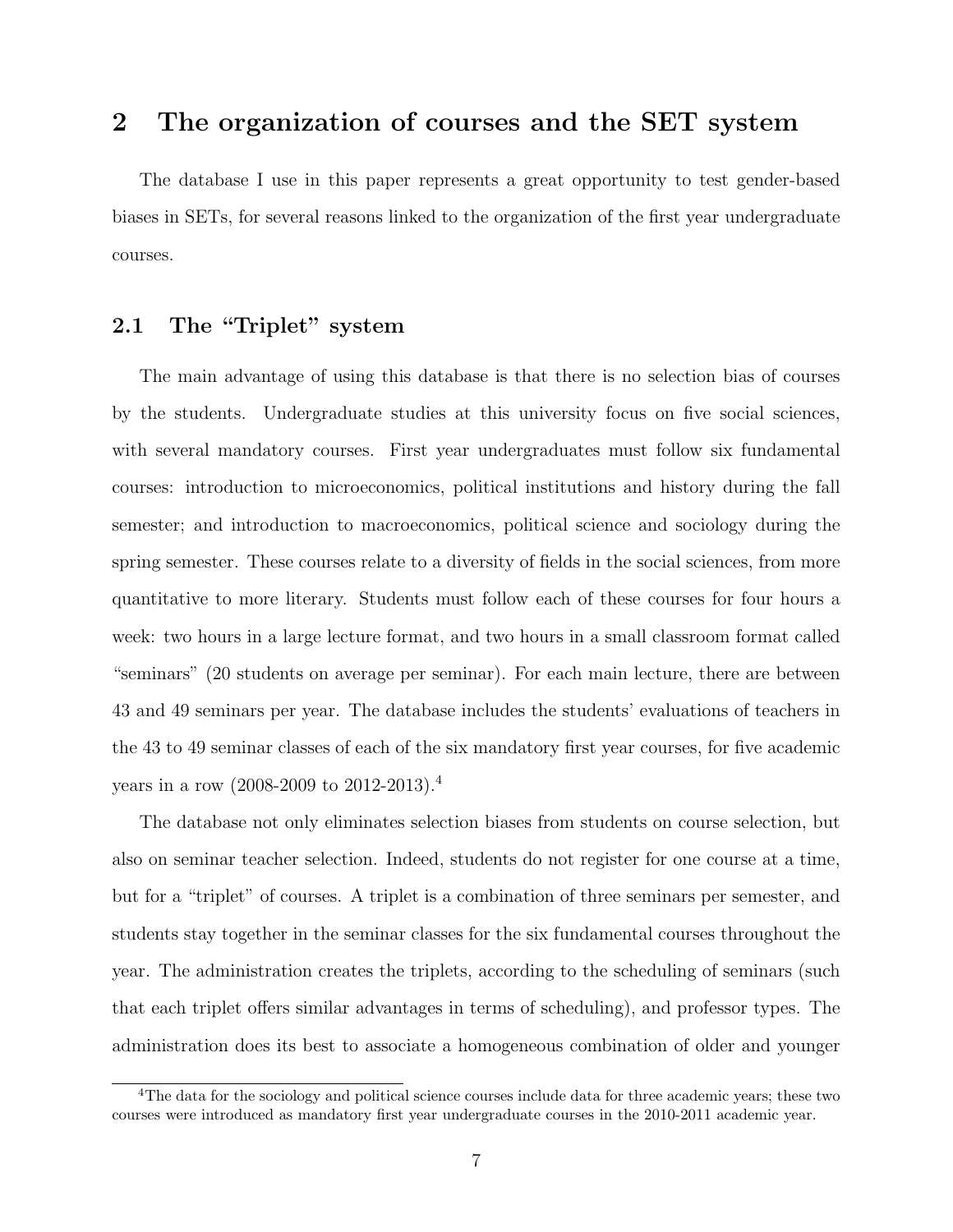## 2 The organization of courses and the SET system

The database I use in this paper represents a great opportunity to test gender-based biases in SETs, for several reasons linked to the organization of the first year undergraduate courses.

### 2.1 The "Triplet" system

The main advantage of using this database is that there is no selection bias of courses by the students. Undergraduate studies at this university focus on five social sciences, with several mandatory courses. First year undergraduates must follow six fundamental courses: introduction to microeconomics, political institutions and history during the fall semester; and introduction to macroeconomics, political science and sociology during the spring semester. These courses relate to a diversity of fields in the social sciences, from more quantitative to more literary. Students must follow each of these courses for four hours a week: two hours in a large lecture format, and two hours in a small classroom format called "seminars" (20 students on average per seminar). For each main lecture, there are between 43 and 49 seminars per year. The database includes the students' evaluations of teachers in the 43 to 49 seminar classes of each of the six mandatory first year courses, for five academic years in a row (2008-2009 to 2012-2013).[4]

The database not only eliminates selection biases from students on course selection, but also on seminar teacher selection. Indeed, students do not register for one course at a time, but for a "triplet" of courses. A triplet is a combination of three seminars per semester, and students stay together in the seminar classes for the six fundamental courses throughout the year. The administration creates the triplets, according to the scheduling of seminars (such that each triplet offers similar advantages in terms of scheduling), and professor types. The administration does its best to associate a homogeneous combination of older and younger

[4]The data for the sociology and political science courses include data for three academic years; these two courses were introduced as mandatory first year undergraduate courses in the 2010-2011 academic year.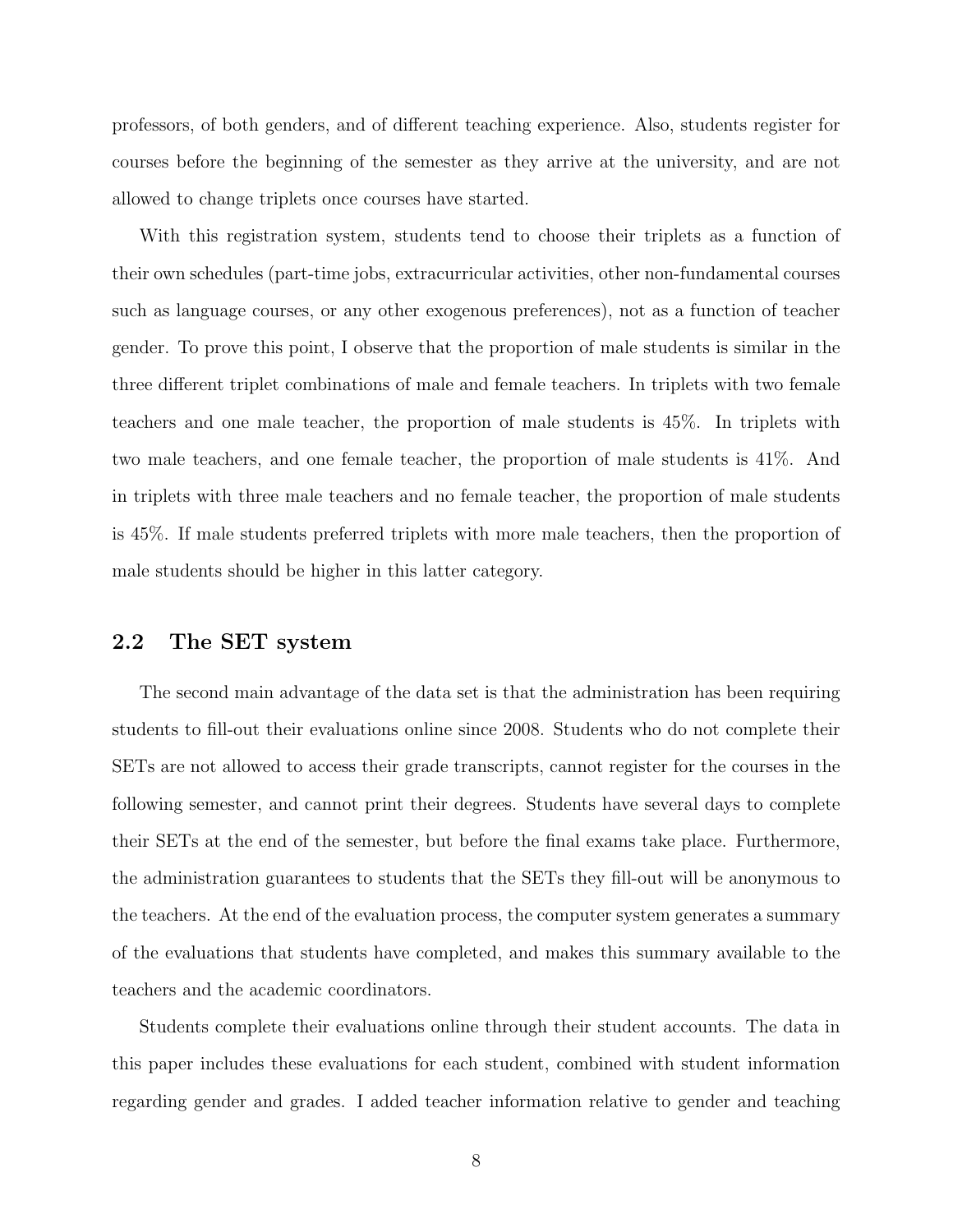professors, of both genders, and of different teaching experience. Also, students register for courses before the beginning of the semester as they arrive at the university, and are not allowed to change triplets once courses have started.

With this registration system, students tend to choose their triplets as a function of their own schedules (part-time jobs, extracurricular activities, other non-fundamental courses such as language courses, or any other exogenous preferences), not as a function of teacher gender. To prove this point, I observe that the proportion of male students is similar in the three different triplet combinations of male and female teachers. In triplets with two female teachers and one male teacher, the proportion of male students is 45%. In triplets with two male teachers, and one female teacher, the proportion of male students is 41%. And in triplets with three male teachers and no female teacher, the proportion of male students is 45%. If male students preferred triplets with more male teachers, then the proportion of male students should be higher in this latter category.

## 2.2 The SET system

The second main advantage of the data set is that the administration has been requiring students to fill-out their evaluations online since 2008. Students who do not complete their SETs are not allowed to access their grade transcripts, cannot register for the courses in the following semester, and cannot print their degrees. Students have several days to complete their SETs at the end of the semester, but before the final exams take place. Furthermore, the administration guarantees to students that the SETs they fill-out will be anonymous to the teachers. At the end of the evaluation process, the computer system generates a summary of the evaluations that students have completed, and makes this summary available to the teachers and the academic coordinators.

Students complete their evaluations online through their student accounts. The data in this paper includes these evaluations for each student, combined with student information regarding gender and grades. I added teacher information relative to gender and teaching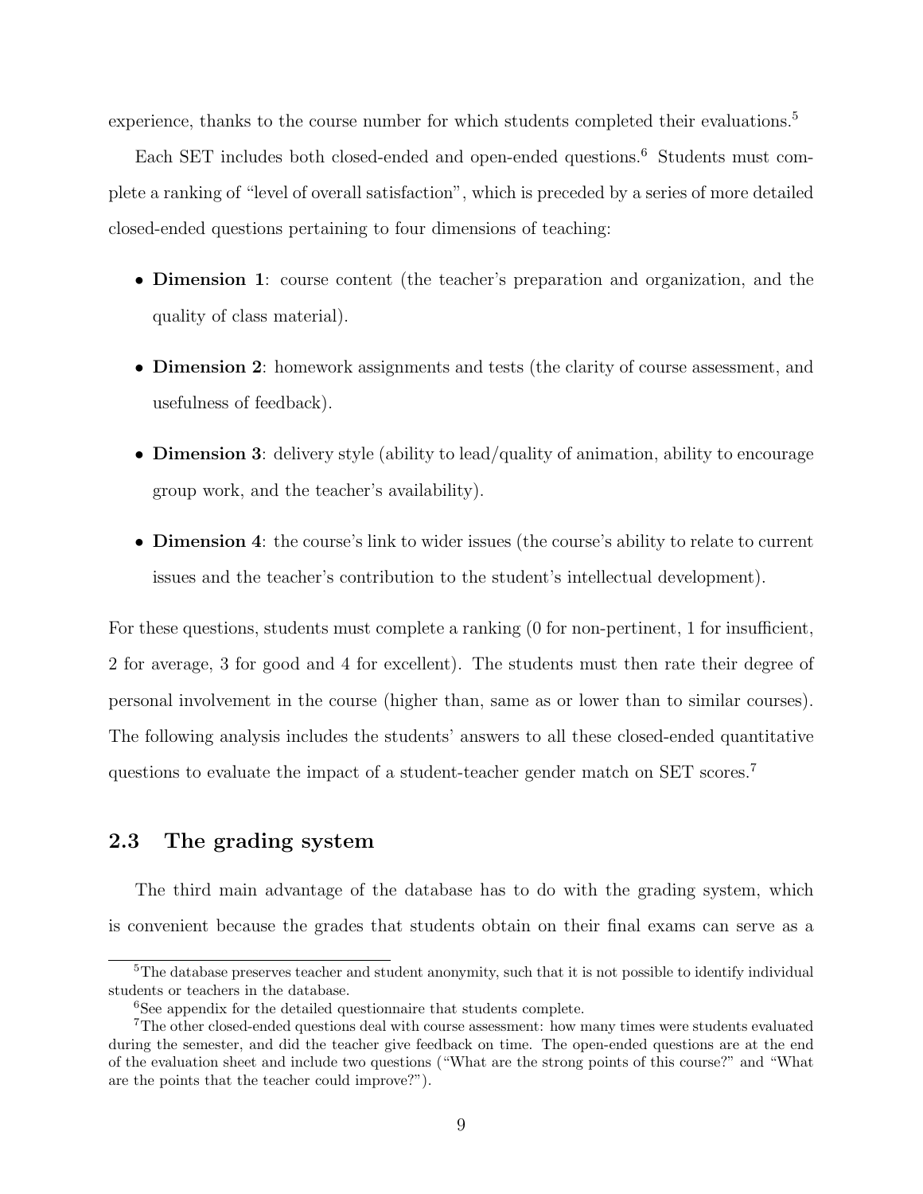experience, thanks to the course number for which students completed their evaluations.[5]

Each SET includes both closed-ended and open-ended questions.[6] Students must complete a ranking of "level of overall satisfaction", which is preceded by a series of more detailed closed-ended questions pertaining to four dimensions of teaching:

- **Dimension 1**: course content (the teacher's preparation and organization, and the quality of class material).
- **Dimension 2**: homework assignments and tests (the clarity of course assessment, and usefulness of feedback).
- **Dimension 3**: delivery style (ability to lead/quality of animation, ability to encourage group work, and the teacher's availability).
- **Dimension 4**: the course's link to wider issues (the course's ability to relate to current issues and the teacher's contribution to the student's intellectual development).

For these questions, students must complete a ranking (0 for non-pertinent, 1 for insufficient, 2 for average, 3 for good and 4 for excellent). The students must then rate their degree of personal involvement in the course (higher than, same as or lower than to similar courses). The following analysis includes the students' answers to all these closed-ended quantitative questions to evaluate the impact of a student-teacher gender match on SET scores.[7]

## 2.3 The grading system

The third main advantage of the database has to do with the grading system, which is convenient because the grades that students obtain on their final exams can serve as a

---

[5] The database preserves teacher and student anonymity, such that it is not possible to identify individual students or teachers in the database.

[6] See appendix for the detailed questionnaire that students complete.

[7] The other closed-ended questions deal with course assessment: how many times were students evaluated during the semester, and did the teacher give feedback on time. The open-ended questions are at the end of the evaluation sheet and include two questions ("What are the strong points of this course?" and "What are the points that the teacher could improve?").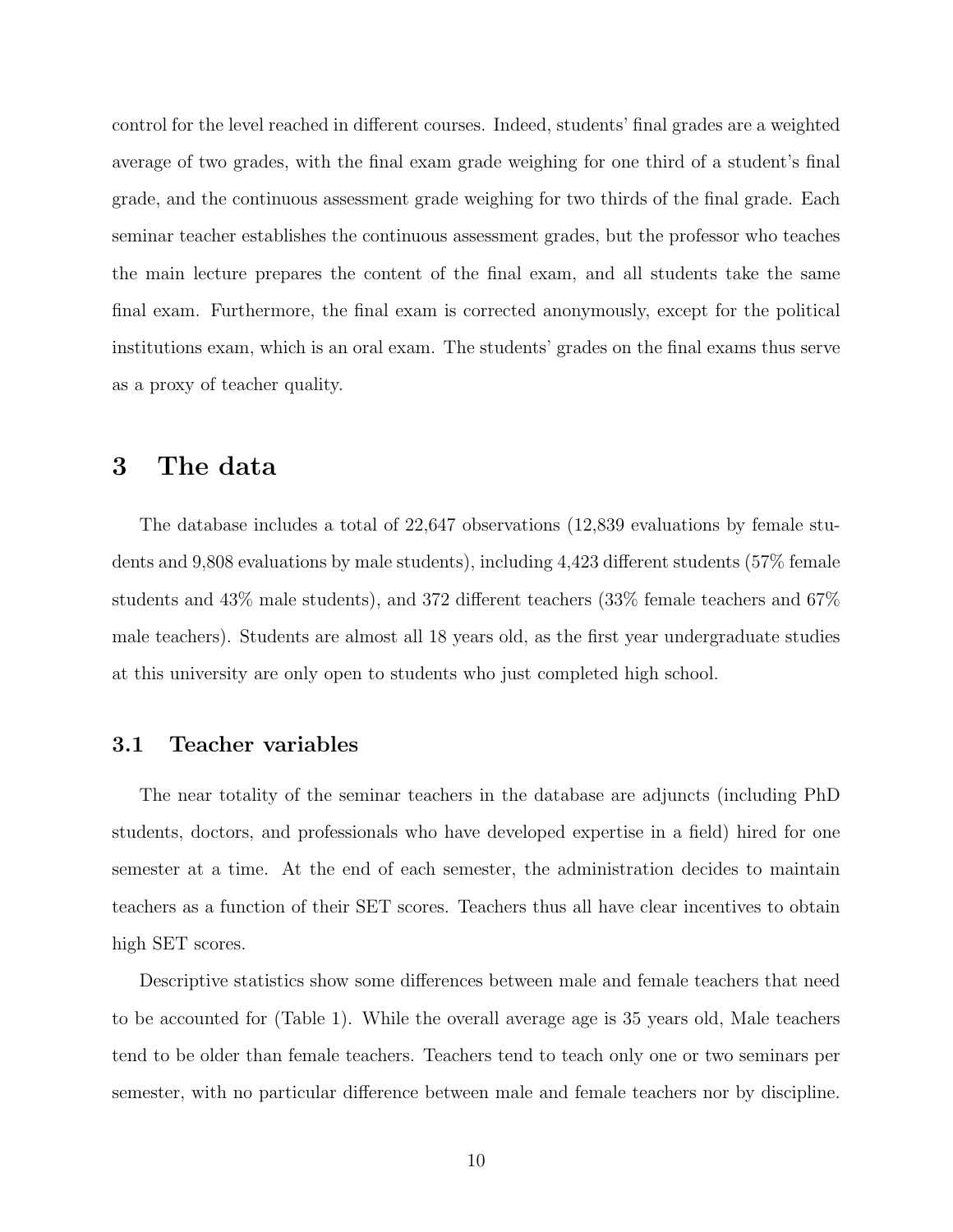control for the level reached in different courses. Indeed, students' final grades are a weighted average of two grades, with the final exam grade weighing for one third of a student's final grade, and the continuous assessment grade weighing for two thirds of the final grade. Each seminar teacher establishes the continuous assessment grades, but the professor who teaches the main lecture prepares the content of the final exam, and all students take the same final exam. Furthermore, the final exam is corrected anonymously, except for the political institutions exam, which is an oral exam. The students' grades on the final exams thus serve as a proxy of teacher quality.

# 3 The data

The database includes a total of 22,647 observations (12,839 evaluations by female students and 9,808 evaluations by male students), including 4,423 different students (57% female students and 43% male students), and 372 different teachers (33% female teachers and 67% male teachers). Students are almost all 18 years old, as the first year undergraduate studies at this university are only open to students who just completed high school.

## 3.1 Teacher variables

The near totality of the seminar teachers in the database are adjuncts (including PhD students, doctors, and professionals who have developed expertise in a field) hired for one semester at a time. At the end of each semester, the administration decides to maintain teachers as a function of their SET scores. Teachers thus all have clear incentives to obtain high SET scores.

Descriptive statistics show some differences between male and female teachers that need to be accounted for (Table 1). While the overall average age is 35 years old, Male teachers tend to be older than female teachers. Teachers tend to teach only one or two seminars per semester, with no particular difference between male and female teachers nor by discipline.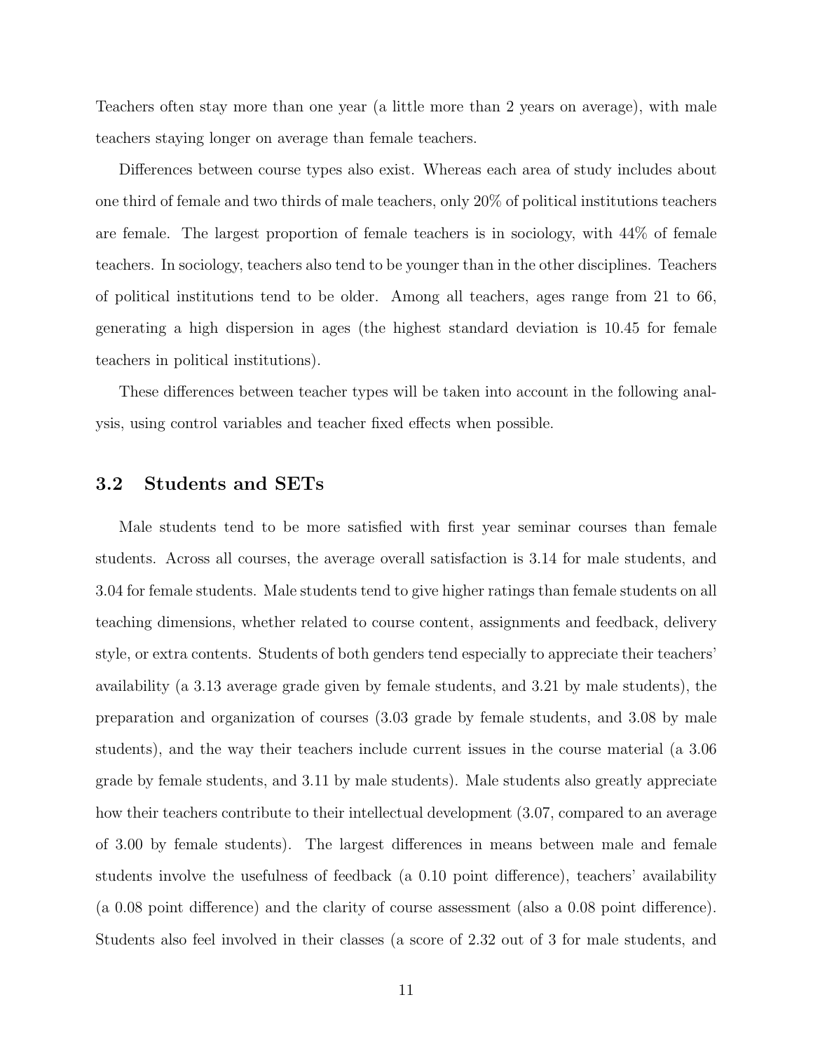Teachers often stay more than one year (a little more than 2 years on average), with male teachers staying longer on average than female teachers.

Differences between course types also exist. Whereas each area of study includes about one third of female and two thirds of male teachers, only 20% of political institutions teachers are female. The largest proportion of female teachers is in sociology, with 44% of female teachers. In sociology, teachers also tend to be younger than in the other disciplines. Teachers of political institutions tend to be older. Among all teachers, ages range from 21 to 66, generating a high dispersion in ages (the highest standard deviation is 10.45 for female teachers in political institutions).

These differences between teacher types will be taken into account in the following analysis, using control variables and teacher fixed effects when possible.

### 3.2 Students and SETs

Male students tend to be more satisfied with first year seminar courses than female students. Across all courses, the average overall satisfaction is 3.14 for male students, and 3.04 for female students. Male students tend to give higher ratings than female students on all teaching dimensions, whether related to course content, assignments and feedback, delivery style, or extra contents. Students of both genders tend especially to appreciate their teachers' availability (a 3.13 average grade given by female students, and 3.21 by male students), the preparation and organization of courses (3.03 grade by female students, and 3.08 by male students), and the way their teachers include current issues in the course material (a 3.06 grade by female students, and 3.11 by male students). Male students also greatly appreciate how their teachers contribute to their intellectual development (3.07, compared to an average of 3.00 by female students). The largest differences in means between male and female students involve the usefulness of feedback (a 0.10 point difference), teachers' availability (a 0.08 point difference) and the clarity of course assessment (also a 0.08 point difference). Students also feel involved in their classes (a score of 2.32 out of 3 for male students, and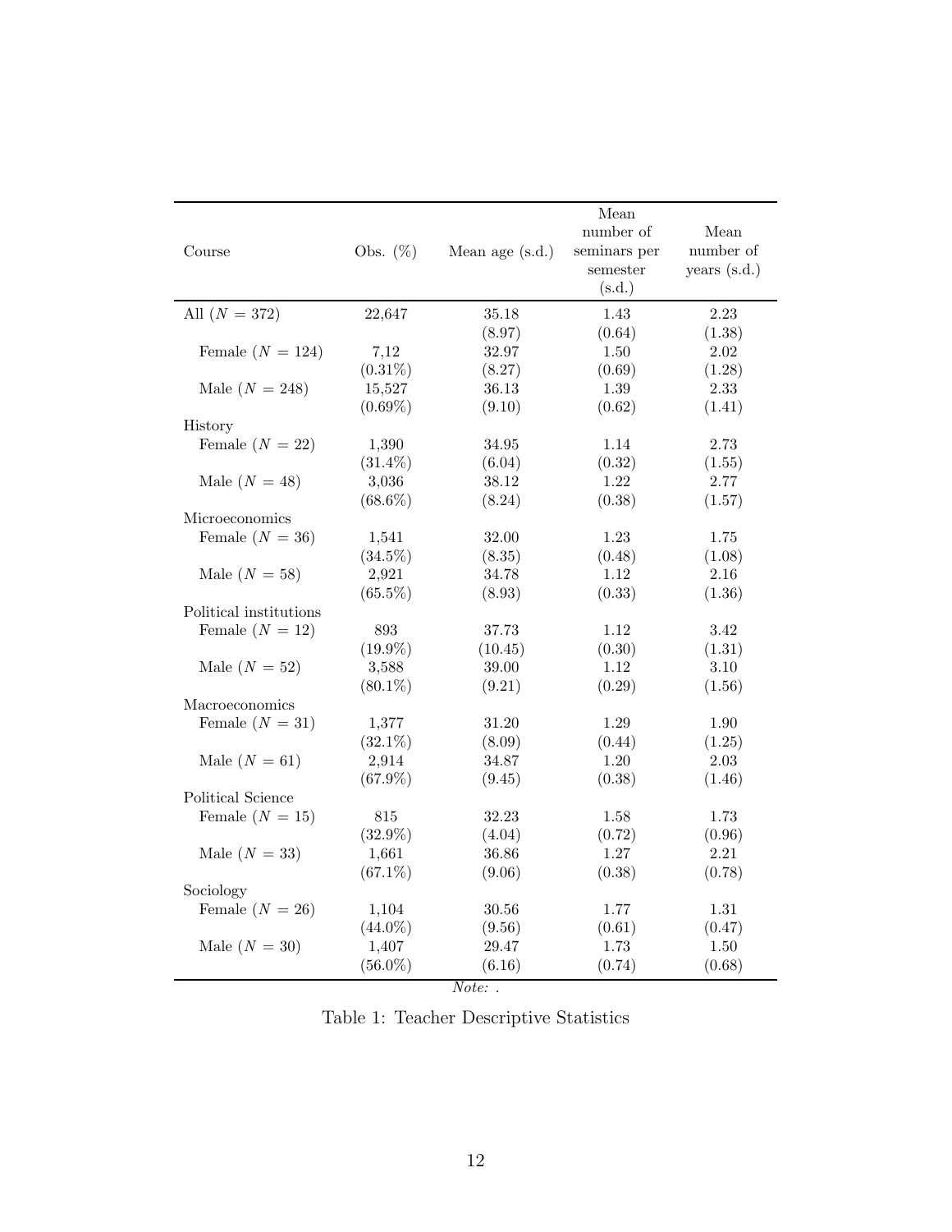| Course | Obs. (%) | Mean age (s.d.) | Mean number of seminars per semester (s.d.) | Mean number of years (s.d.) |
|---|---|---|---|---|
| All ($N = 372$) | 22,647 | 35.18 | 1.43 | 2.23 |
| | | (8.97) | (0.64) | (1.38) |
| Female ($N = 124$) | 7,12 | 32.97 | 1.50 | 2.02 |
| | (0.31%) | (8.27) | (0.69) | (1.28) |
| Male ($N = 248$) | 15,527 | 36.13 | 1.39 | 2.33 |
| | (0.69%) | (9.10) | (0.62) | (1.41) |
| History | | | | |
| Female ($N = 22$) | 1,390 | 34.95 | 1.14 | 2.73 |
| | (31.4%) | (6.04) | (0.32) | (1.55) |
| Male ($N = 48$) | 3,036 | 38.12 | 1.22 | 2.77 |
| | (68.6%) | (8.24) | (0.38) | (1.57) |
| Microeconomics | | | | |
| Female ($N = 36$) | 1,541 | 32.00 | 1.23 | 1.75 |
| | (34.5%) | (8.35) | (0.48) | (1.08) |
| Male ($N = 58$) | 2,921 | 34.78 | 1.12 | 2.16 |
| | (65.5%) | (8.93) | (0.33) | (1.36) |
| Political institutions | | | | |
| Female ($N = 12$) | 893 | 37.73 | 1.12 | 3.42 |
| | (19.9%) | (10.45) | (0.30) | (1.31) |
| Male ($N = 52$) | 3,588 | 39.00 | 1.12 | 3.10 |
| | (80.1%) | (9.21) | (0.29) | (1.56) |
| Macroeconomics | | | | |
| Female ($N = 31$) | 1,377 | 31.20 | 1.29 | 1.90 |
| | (32.1%) | (8.09) | (0.44) | (1.25) |
| Male ($N = 61$) | 2,914 | 34.87 | 1.20 | 2.03 |
| | (67.9%) | (9.45) | (0.38) | (1.46) |
| Political Science | | | | |
| Female ($N = 15$) | 815 | 32.23 | 1.58 | 1.73 |
| | (32.9%) | (4.04) | (0.72) | (0.96) |
| Male ($N = 33$) | 1,661 | 36.86 | 1.27 | 2.21 |
| | (67.1%) | (9.06) | (0.38) | (0.78) |
| Sociology | | | | |
| Female ($N = 26$) | 1,104 | 30.56 | 1.77 | 1.31 |
| | (44.0%) | (9.56) | (0.61) | (0.47) |
| Male ($N = 30$) | 1,407 | 29.47 | 1.73 | 1.50 |
| | (56.0%) | (6.16) | (0.74) | (0.68) |

*Note:* .

Table 1: Teacher Descriptive Statistics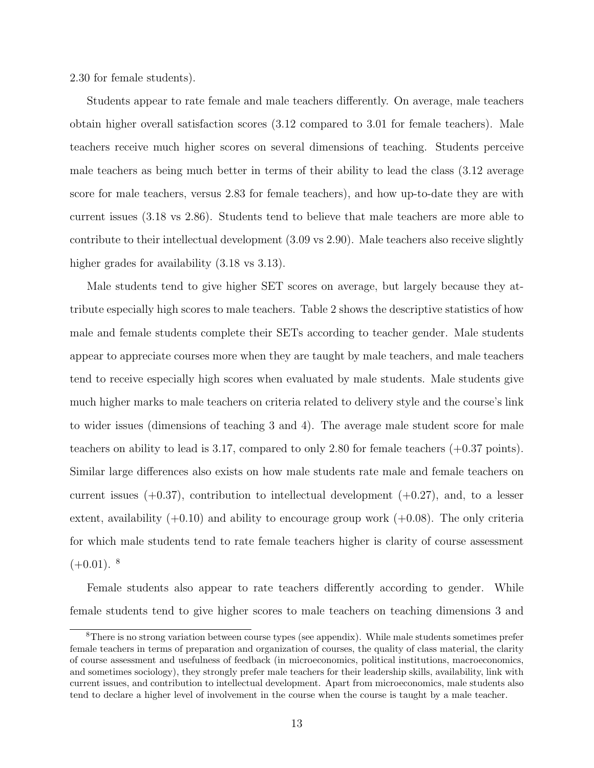2.30 for female students).

Students appear to rate female and male teachers differently. On average, male teachers obtain higher overall satisfaction scores (3.12 compared to 3.01 for female teachers). Male teachers receive much higher scores on several dimensions of teaching. Students perceive male teachers as being much better in terms of their ability to lead the class (3.12 average score for male teachers, versus 2.83 for female teachers), and how up-to-date they are with current issues (3.18 vs 2.86). Students tend to believe that male teachers are more able to contribute to their intellectual development (3.09 vs 2.90). Male teachers also receive slightly higher grades for availability (3.18 vs 3.13).

Male students tend to give higher SET scores on average, but largely because they attribute especially high scores to male teachers. Table 2 shows the descriptive statistics of how male and female students complete their SETs according to teacher gender. Male students appear to appreciate courses more when they are taught by male teachers, and male teachers tend to receive especially high scores when evaluated by male students. Male students give much higher marks to male teachers on criteria related to delivery style and the course's link to wider issues (dimensions of teaching 3 and 4). The average male student score for male teachers on ability to lead is 3.17, compared to only 2.80 for female teachers (+0.37 points). Similar large differences also exists on how male students rate male and female teachers on current issues (+0.37), contribution to intellectual development (+0.27), and, to a lesser extent, availability (+0.10) and ability to encourage group work (+0.08). The only criteria for which male students tend to rate female teachers higher is clarity of course assessment (+0.01). [8]

Female students also appear to rate teachers differently according to gender. While female students tend to give higher scores to male teachers on teaching dimensions 3 and

[8] There is no strong variation between course types (see appendix). While male students sometimes prefer female teachers in terms of preparation and organization of courses, the quality of class material, the clarity of course assessment and usefulness of feedback (in microeconomics, political institutions, macroeconomics, and sometimes sociology), they strongly prefer male teachers for their leadership skills, availability, link with current issues, and contribution to intellectual development. Apart from microeconomics, male students also tend to declare a higher level of involvement in the course when the course is taught by a male teacher.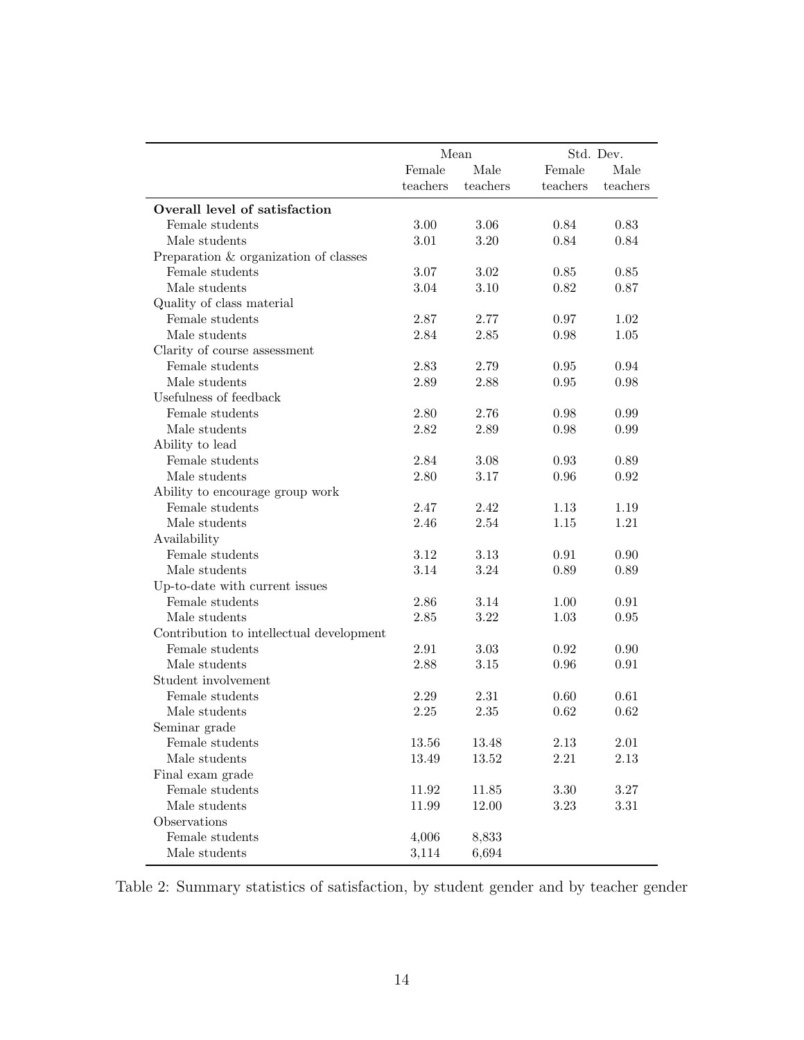| | Mean | | Std. Dev. | |
|---|---|---|---|---|
| | Female teachers | Male teachers | Female teachers | Male teachers |
| **Overall level of satisfaction** | | | | |
| Female students | 3.00 | 3.06 | 0.84 | 0.83 |
| Male students | 3.01 | 3.20 | 0.84 | 0.84 |
| Preparation & organization of classes | | | | |
| Female students | 3.07 | 3.02 | 0.85 | 0.85 |
| Male students | 3.04 | 3.10 | 0.82 | 0.87 |
| Quality of class material | | | | |
| Female students | 2.87 | 2.77 | 0.97 | 1.02 |
| Male students | 2.84 | 2.85 | 0.98 | 1.05 |
| Clarity of course assessment | | | | |
| Female students | 2.83 | 2.79 | 0.95 | 0.94 |
| Male students | 2.89 | 2.88 | 0.95 | 0.98 |
| Usefulness of feedback | | | | |
| Female students | 2.80 | 2.76 | 0.98 | 0.99 |
| Male students | 2.82 | 2.89 | 0.98 | 0.99 |
| Ability to lead | | | | |
| Female students | 2.84 | 3.08 | 0.93 | 0.89 |
| Male students | 2.80 | 3.17 | 0.96 | 0.92 |
| Ability to encourage group work | | | | |
| Female students | 2.47 | 2.42 | 1.13 | 1.19 |
| Male students | 2.46 | 2.54 | 1.15 | 1.21 |
| Availability | | | | |
| Female students | 3.12 | 3.13 | 0.91 | 0.90 |
| Male students | 3.14 | 3.24 | 0.89 | 0.89 |
| Up-to-date with current issues | | | | |
| Female students | 2.86 | 3.14 | 1.00 | 0.91 |
| Male students | 2.85 | 3.22 | 1.03 | 0.95 |
| Contribution to intellectual development | | | | |
| Female students | 2.91 | 3.03 | 0.92 | 0.90 |
| Male students | 2.88 | 3.15 | 0.96 | 0.91 |
| Student involvement | | | | |
| Female students | 2.29 | 2.31 | 0.60 | 0.61 |
| Male students | 2.25 | 2.35 | 0.62 | 0.62 |
| Seminar grade | | | | |
| Female students | 13.56 | 13.48 | 2.13 | 2.01 |
| Male students | 13.49 | 13.52 | 2.21 | 2.13 |
| Final exam grade | | | | |
| Female students | 11.92 | 11.85 | 3.30 | 3.27 |
| Male students | 11.99 | 12.00 | 3.23 | 3.31 |
| Observations | | | | |
| Female students | 4,006 | 8,833 | | |
| Male students | 3,114 | 6,694 | | |

Table 2: Summary statistics of satisfaction, by student gender and by teacher gender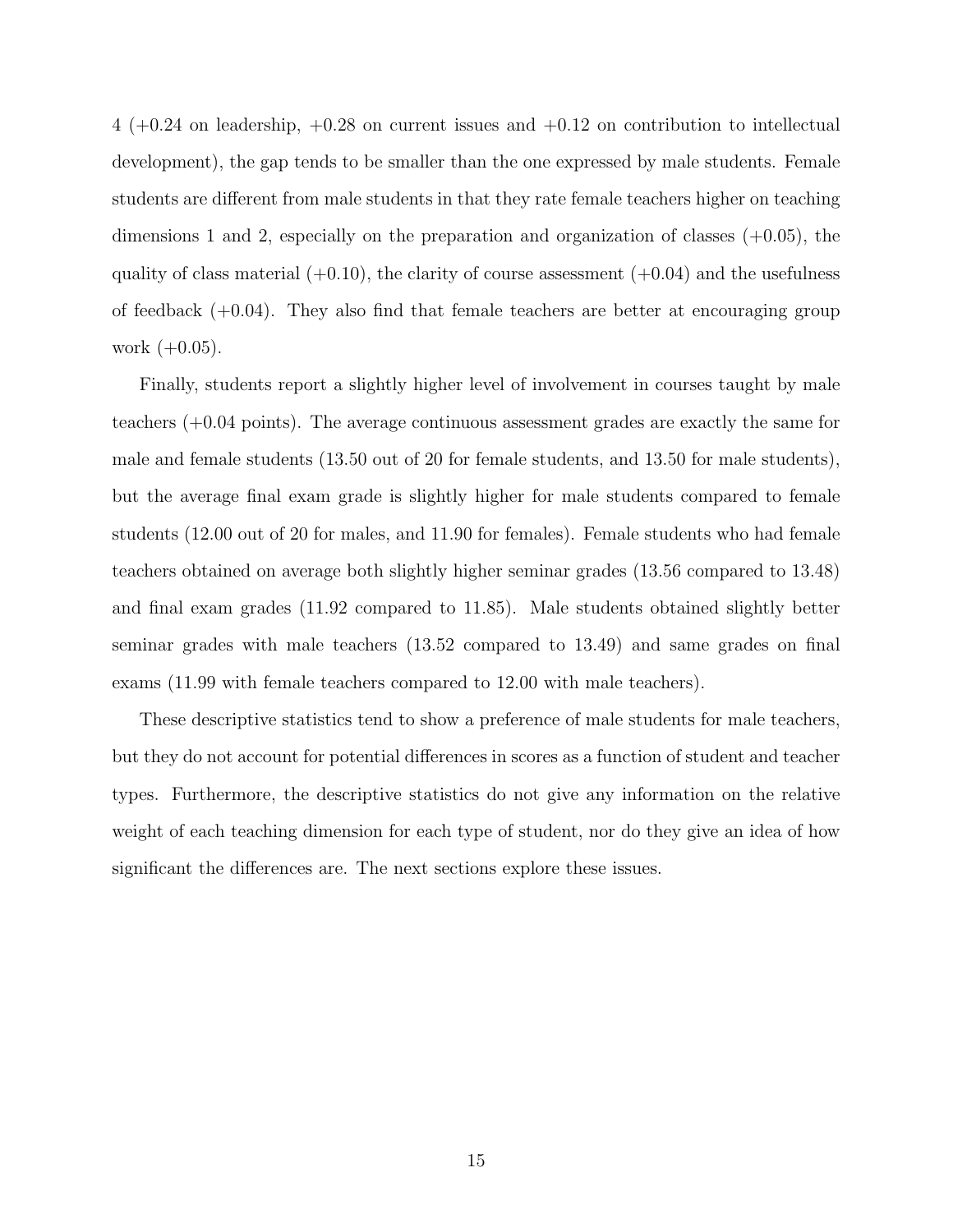4 (+0.24 on leadership, +0.28 on current issues and +0.12 on contribution to intellectual development), the gap tends to be smaller than the one expressed by male students. Female students are different from male students in that they rate female teachers higher on teaching dimensions 1 and 2, especially on the preparation and organization of classes (+0.05), the quality of class material (+0.10), the clarity of course assessment (+0.04) and the usefulness of feedback (+0.04). They also find that female teachers are better at encouraging group work (+0.05).

Finally, students report a slightly higher level of involvement in courses taught by male teachers (+0.04 points). The average continuous assessment grades are exactly the same for male and female students (13.50 out of 20 for female students, and 13.50 for male students), but the average final exam grade is slightly higher for male students compared to female students (12.00 out of 20 for males, and 11.90 for females). Female students who had female teachers obtained on average both slightly higher seminar grades (13.56 compared to 13.48) and final exam grades (11.92 compared to 11.85). Male students obtained slightly better seminar grades with male teachers (13.52 compared to 13.49) and same grades on final exams (11.99 with female teachers compared to 12.00 with male teachers).

These descriptive statistics tend to show a preference of male students for male teachers, but they do not account for potential differences in scores as a function of student and teacher types. Furthermore, the descriptive statistics do not give any information on the relative weight of each teaching dimension for each type of student, nor do they give an idea of how significant the differences are. The next sections explore these issues.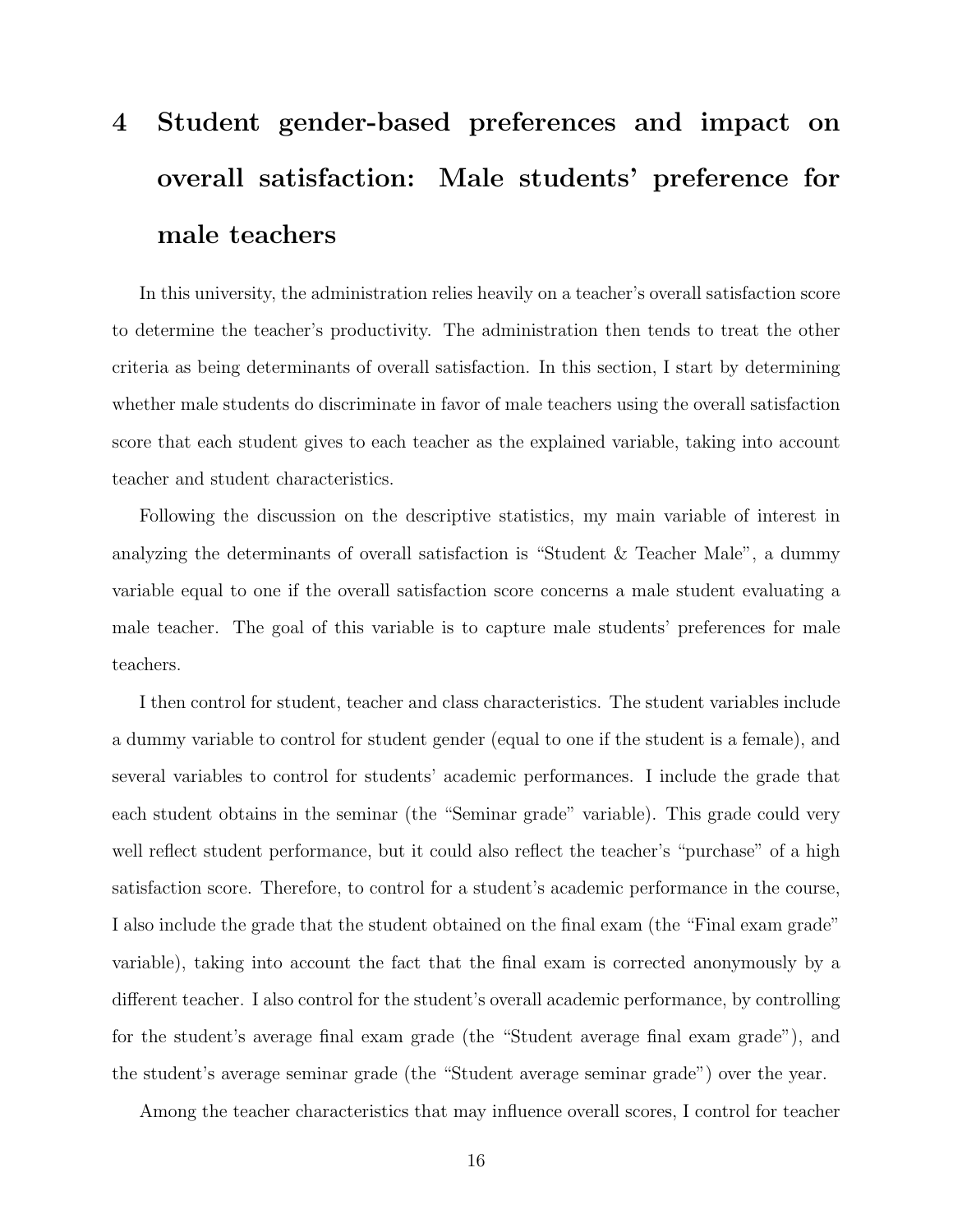# 4 Student gender-based preferences and impact on overall satisfaction: Male students' preference for male teachers

In this university, the administration relies heavily on a teacher's overall satisfaction score to determine the teacher's productivity. The administration then tends to treat the other criteria as being determinants of overall satisfaction. In this section, I start by determining whether male students do discriminate in favor of male teachers using the overall satisfaction score that each student gives to each teacher as the explained variable, taking into account teacher and student characteristics.

Following the discussion on the descriptive statistics, my main variable of interest in analyzing the determinants of overall satisfaction is "Student & Teacher Male", a dummy variable equal to one if the overall satisfaction score concerns a male student evaluating a male teacher. The goal of this variable is to capture male students' preferences for male teachers.

I then control for student, teacher and class characteristics. The student variables include a dummy variable to control for student gender (equal to one if the student is a female), and several variables to control for students' academic performances. I include the grade that each student obtains in the seminar (the "Seminar grade" variable). This grade could very well reflect student performance, but it could also reflect the teacher's "purchase" of a high satisfaction score. Therefore, to control for a student's academic performance in the course, I also include the grade that the student obtained on the final exam (the "Final exam grade" variable), taking into account the fact that the final exam is corrected anonymously by a different teacher. I also control for the student's overall academic performance, by controlling for the student's average final exam grade (the "Student average final exam grade"), and the student's average seminar grade (the "Student average seminar grade") over the year.

Among the teacher characteristics that may influence overall scores, I control for teacher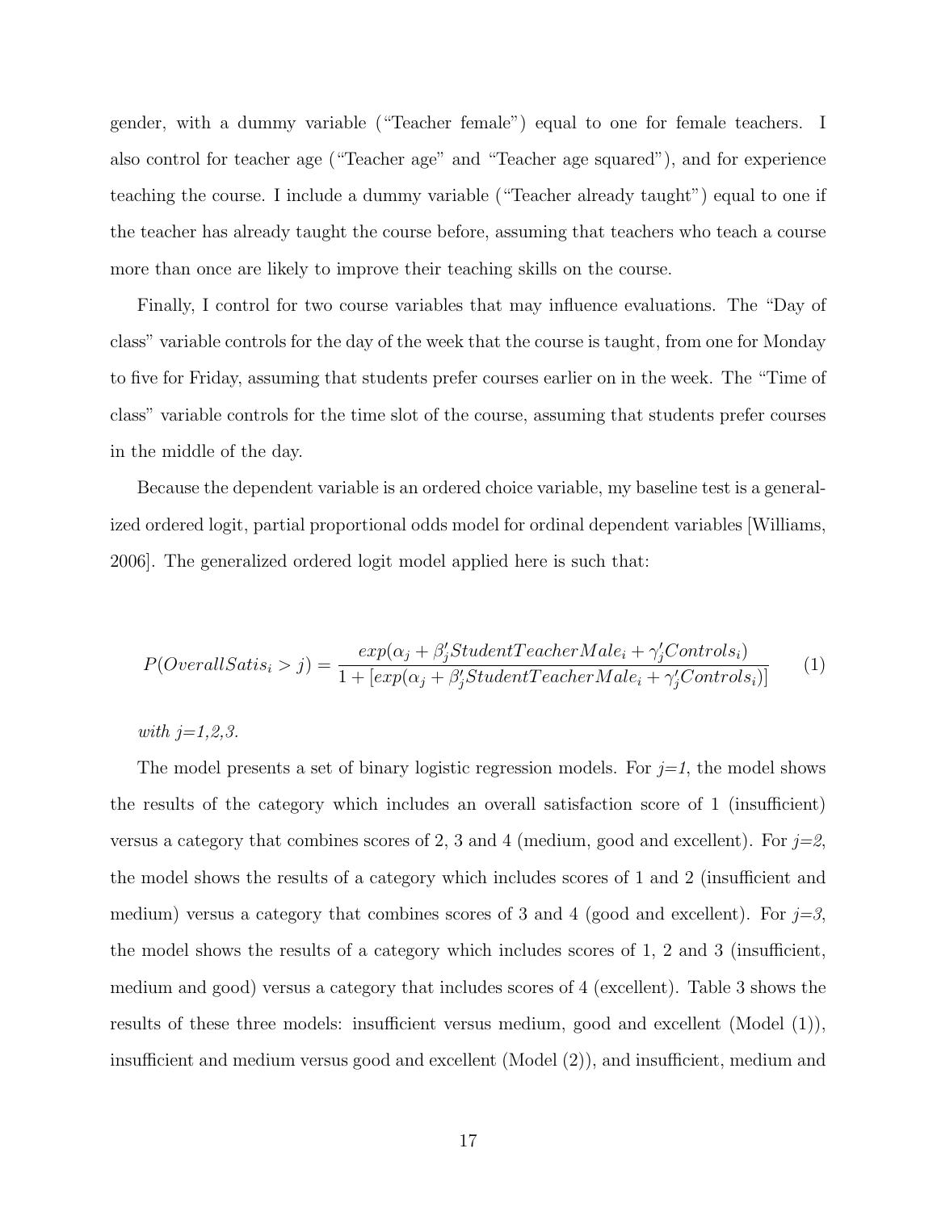gender, with a dummy variable ("Teacher female") equal to one for female teachers. I also control for teacher age ("Teacher age" and "Teacher age squared"), and for experience teaching the course. I include a dummy variable ("Teacher already taught") equal to one if the teacher has already taught the course before, assuming that teachers who teach a course more than once are likely to improve their teaching skills on the course.

Finally, I control for two course variables that may influence evaluations. The "Day of class" variable controls for the day of the week that the course is taught, from one for Monday to five for Friday, assuming that students prefer courses earlier on in the week. The "Time of class" variable controls for the time slot of the course, assuming that students prefer courses in the middle of the day.

Because the dependent variable is an ordered choice variable, my baseline test is a generalized ordered logit, partial proportional odds model for ordinal dependent variables [Williams, 2006]. The generalized ordered logit model applied here is such that:

$$P(OverallSatis_i > j) = \frac{exp(\alpha_j + \beta_j' StudentTeacherMale_i + \gamma_j' Controls_i)}{1 + [exp(\alpha_j + \beta_j' StudentTeacherMale_i + \gamma_j' Controls_i)]} \qquad (1)$$

*with j=1,2,3.*

The model presents a set of binary logistic regression models. For *j=1*, the model shows the results of the category which includes an overall satisfaction score of 1 (insufficient) versus a category that combines scores of 2, 3 and 4 (medium, good and excellent). For *j=2*, the model shows the results of a category which includes scores of 1 and 2 (insufficient and medium) versus a category that combines scores of 3 and 4 (good and excellent). For *j=3*, the model shows the results of a category which includes scores of 1, 2 and 3 (insufficient, medium and good) versus a category that includes scores of 4 (excellent). Table 3 shows the results of these three models: insufficient versus medium, good and excellent (Model (1)), insufficient and medium versus good and excellent (Model (2)), and insufficient, medium and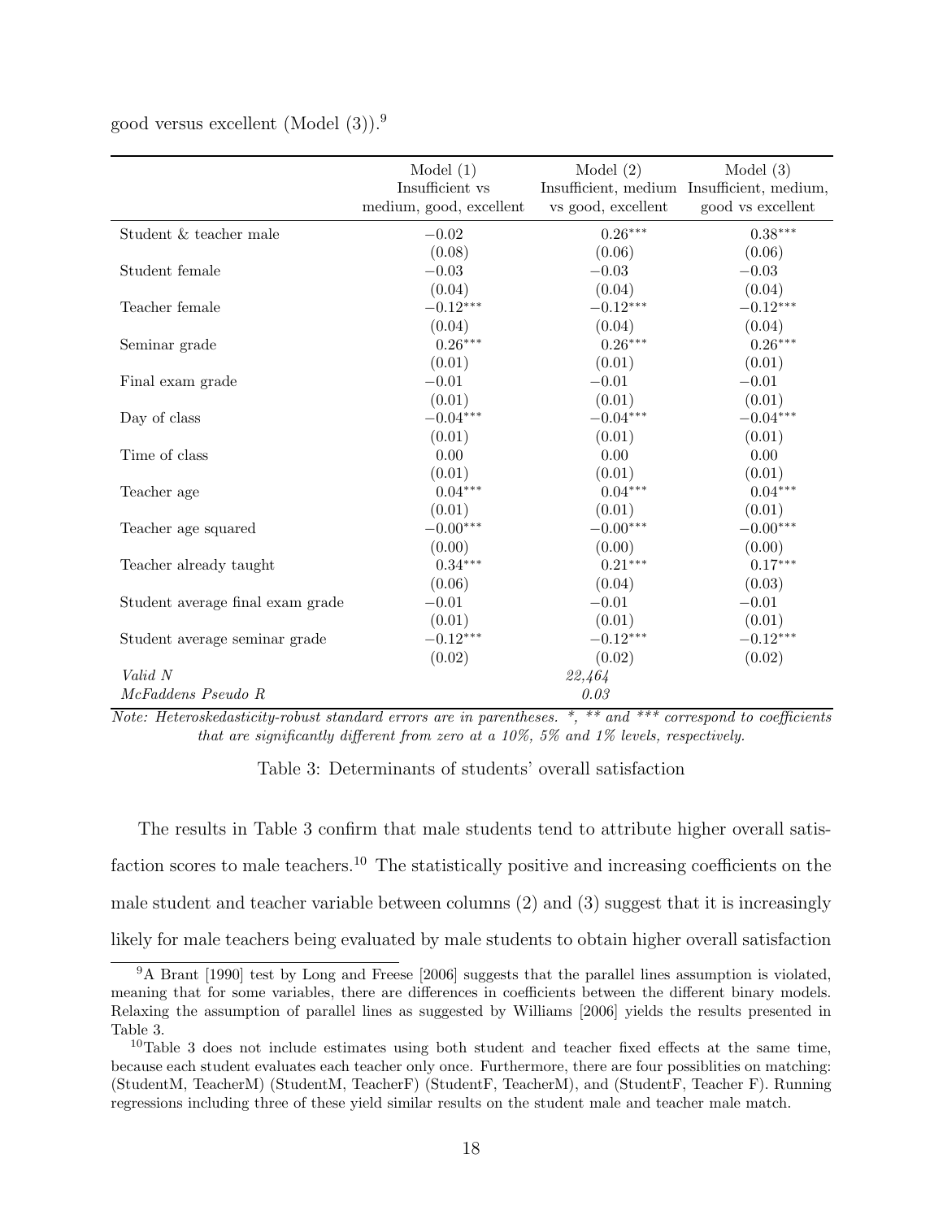good versus excellent (Model (3)).[9]

| | Model (1) Insufficient vs medium, good, excellent | Model (2) Insufficient, medium vs good, excellent | Model (3) Insufficient, medium, good vs excellent |
|---|---|---|---|
| Student & teacher male | $-0.02$ | $0.26^{***}$ | $0.38^{***}$ |
| | (0.08) | (0.06) | (0.06) |
| Student female | $-0.03$ | $-0.03$ | $-0.03$ |
| | (0.04) | (0.04) | (0.04) |
| Teacher female | $-0.12^{***}$ | $-0.12^{***}$ | $-0.12^{***}$ |
| | (0.04) | (0.04) | (0.04) |
| Seminar grade | $0.26^{***}$ | $0.26^{***}$ | $0.26^{***}$ |
| | (0.01) | (0.01) | (0.01) |
| Final exam grade | $-0.01$ | $-0.01$ | $-0.01$ |
| | (0.01) | (0.01) | (0.01) |
| Day of class | $-0.04^{***}$ | $-0.04^{***}$ | $-0.04^{***}$ |
| | (0.01) | (0.01) | (0.01) |
| Time of class | 0.00 | 0.00 | 0.00 |
| | (0.01) | (0.01) | (0.01) |
| Teacher age | $0.04^{***}$ | $0.04^{***}$ | $0.04^{***}$ |
| | (0.01) | (0.01) | (0.01) |
| Teacher age squared | $-0.00^{***}$ | $-0.00^{***}$ | $-0.00^{***}$ |
| | (0.00) | (0.00) | (0.00) |
| Teacher already taught | $0.34^{***}$ | $0.21^{***}$ | $0.17^{***}$ |
| | (0.06) | (0.04) | (0.03) |
| Student average final exam grade | $-0.01$ | $-0.01$ | $-0.01$ |
| | (0.01) | (0.01) | (0.01) |
| Student average seminar grade | $-0.12^{***}$ | $-0.12^{***}$ | $-0.12^{***}$ |
| | (0.02) | (0.02) | (0.02) |
| *Valid N* | | *22,464* | |
| *McFaddens Pseudo R* | | *0.03* | |

*Note: Heteroskedasticity-robust standard errors are in parentheses. *, ** and *** correspond to coefficients that are significantly different from zero at a 10%, 5% and 1% levels, respectively.*

Table 3: Determinants of students' overall satisfaction

The results in Table 3 confirm that male students tend to attribute higher overall satisfaction scores to male teachers.[10] The statistically positive and increasing coefficients on the male student and teacher variable between columns (2) and (3) suggest that it is increasingly likely for male teachers being evaluated by male students to obtain higher overall satisfaction

[9] A Brant [1990] test by Long and Freese [2006] suggests that the parallel lines assumption is violated, meaning that for some variables, there are differences in coefficients between the different binary models. Relaxing the assumption of parallel lines as suggested by Williams [2006] yields the results presented in Table 3.

[10] Table 3 does not include estimates using both student and teacher fixed effects at the same time, because each student evaluates each teacher only once. Furthermore, there are four possiblities on matching: (StudentM, TeacherM) (StudentM, TeacherF) (StudentF, TeacherM), and (StudentF, Teacher F). Running regressions including three of these yield similar results on the student male and teacher male match.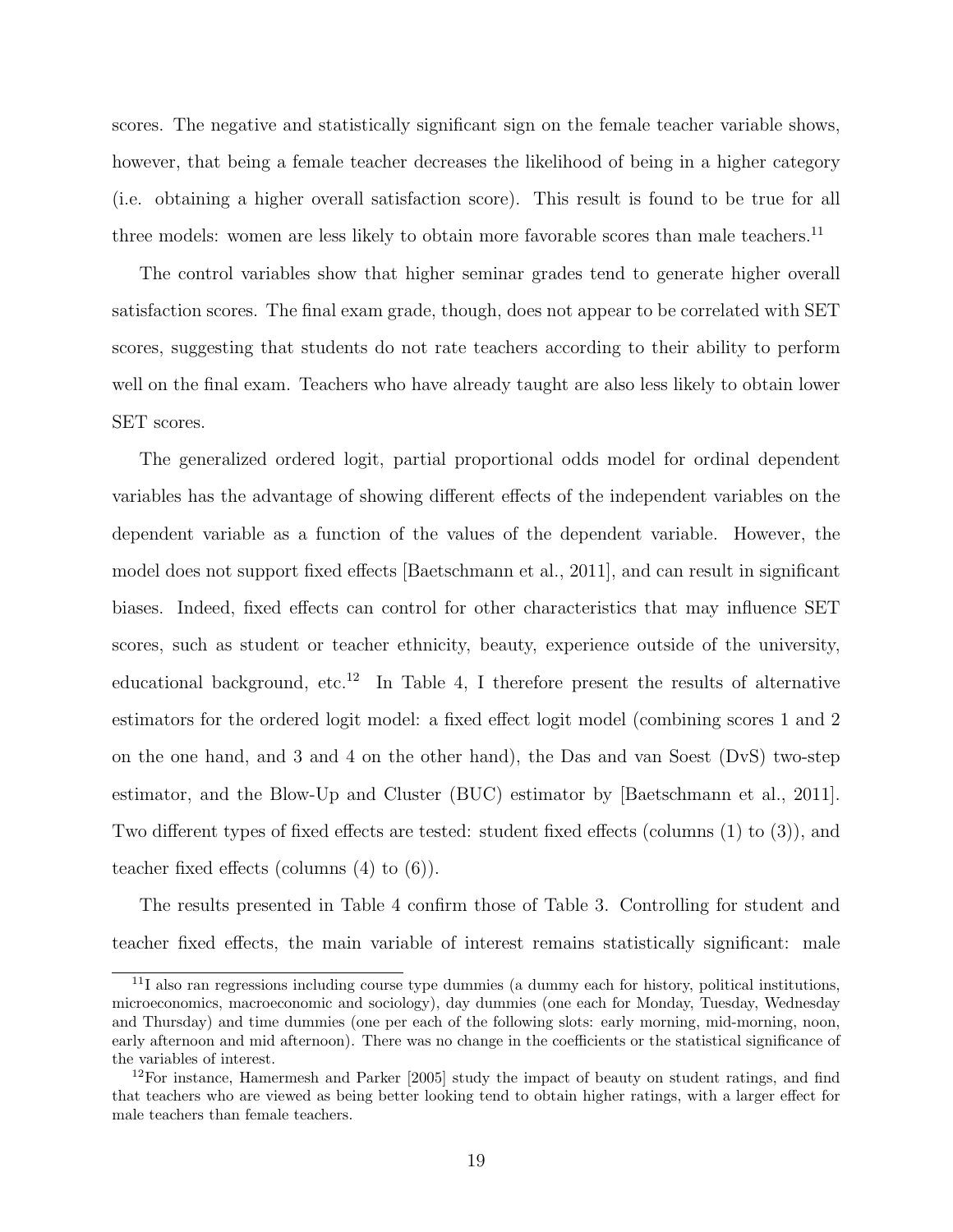scores. The negative and statistically significant sign on the female teacher variable shows, however, that being a female teacher decreases the likelihood of being in a higher category (i.e. obtaining a higher overall satisfaction score). This result is found to be true for all three models: women are less likely to obtain more favorable scores than male teachers.[11]

The control variables show that higher seminar grades tend to generate higher overall satisfaction scores. The final exam grade, though, does not appear to be correlated with SET scores, suggesting that students do not rate teachers according to their ability to perform well on the final exam. Teachers who have already taught are also less likely to obtain lower SET scores.

The generalized ordered logit, partial proportional odds model for ordinal dependent variables has the advantage of showing different effects of the independent variables on the dependent variable as a function of the values of the dependent variable. However, the model does not support fixed effects [Baetschmann et al., 2011], and can result in significant biases. Indeed, fixed effects can control for other characteristics that may influence SET scores, such as student or teacher ethnicity, beauty, experience outside of the university, educational background, etc.[12] In Table 4, I therefore present the results of alternative estimators for the ordered logit model: a fixed effect logit model (combining scores 1 and 2 on the one hand, and 3 and 4 on the other hand), the Das and van Soest (DvS) two-step estimator, and the Blow-Up and Cluster (BUC) estimator by [Baetschmann et al., 2011]. Two different types of fixed effects are tested: student fixed effects (columns (1) to (3)), and teacher fixed effects (columns (4) to (6)).

The results presented in Table 4 confirm those of Table 3. Controlling for student and teacher fixed effects, the main variable of interest remains statistically significant: male

[11] I also ran regressions including course type dummies (a dummy each for history, political institutions, microeconomics, macroeconomic and sociology), day dummies (one each for Monday, Tuesday, Wednesday and Thursday) and time dummies (one per each of the following slots: early morning, mid-morning, noon, early afternoon and mid afternoon). There was no change in the coefficients or the statistical significance of the variables of interest.

[12] For instance, Hamermesh and Parker [2005] study the impact of beauty on student ratings, and find that teachers who are viewed as being better looking tend to obtain higher ratings, with a larger effect for male teachers than female teachers.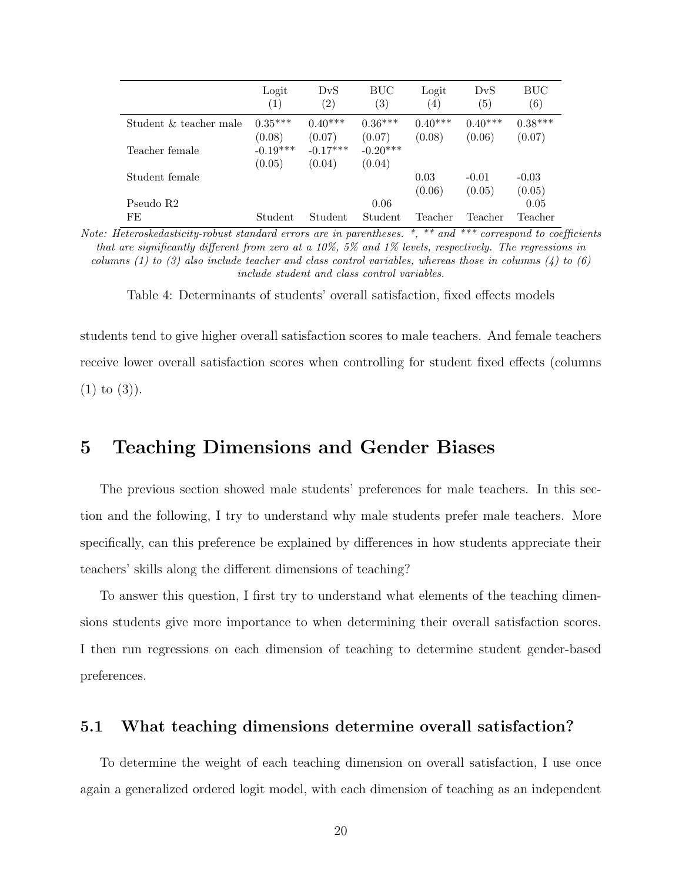| | Logit (1) | DvS (2) | BUC (3) | Logit (4) | DvS (5) | BUC (6) |
|---|---|---|---|---|---|---|
| Student & teacher male | 0.35*** | 0.40*** | 0.36*** | 0.40*** | 0.40*** | 0.38*** |
| | (0.08) | (0.07) | (0.07) | (0.08) | (0.06) | (0.07) |
| Teacher female | -0.19*** | -0.17*** | -0.20*** | | | |
| | (0.05) | (0.04) | (0.04) | | | |
| Student female | | | | 0.03 | -0.01 | -0.03 |
| | | | | (0.06) | (0.05) | (0.05) |
| Pseudo R2 | | | 0.06 | | | 0.05 |
| FE | Student | Student | Student | Teacher | Teacher | Teacher |

*Note: Heteroskedasticity-robust standard errors are in parentheses. *, ** and *** correspond to coefficients that are significantly different from zero at a 10%, 5% and 1% levels, respectively. The regressions in columns (1) to (3) also include teacher and class control variables, whereas those in columns (4) to (6) include student and class control variables.*

Table 4: Determinants of students' overall satisfaction, fixed effects models

students tend to give higher overall satisfaction scores to male teachers. And female teachers receive lower overall satisfaction scores when controlling for student fixed effects (columns (1) to (3)).

# 5 Teaching Dimensions and Gender Biases

The previous section showed male students' preferences for male teachers. In this section and the following, I try to understand why male students prefer male teachers. More specifically, can this preference be explained by differences in how students appreciate their teachers' skills along the different dimensions of teaching?

To answer this question, I first try to understand what elements of the teaching dimensions students give more importance to when determining their overall satisfaction scores. I then run regressions on each dimension of teaching to determine student gender-based preferences.

## 5.1 What teaching dimensions determine overall satisfaction?

To determine the weight of each teaching dimension on overall satisfaction, I use once again a generalized ordered logit model, with each dimension of teaching as an independent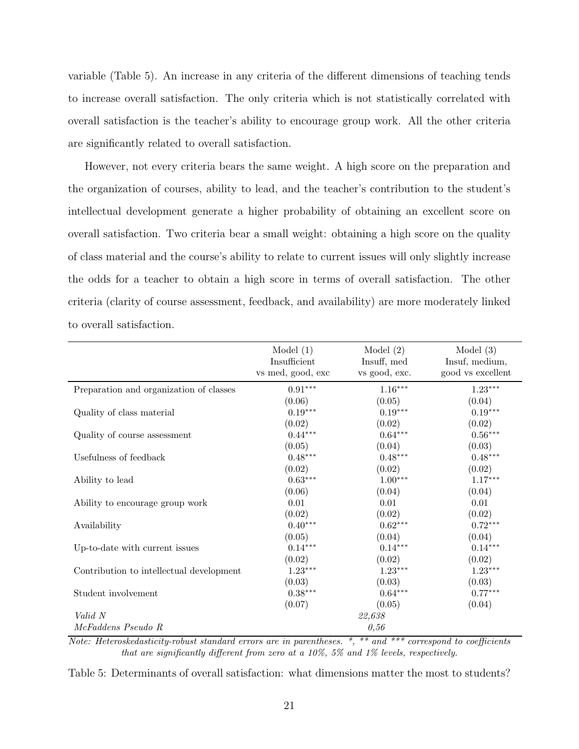variable (Table 5). An increase in any criteria of the different dimensions of teaching tends to increase overall satisfaction. The only criteria which is not statistically correlated with overall satisfaction is the teacher's ability to encourage group work. All the other criteria are significantly related to overall satisfaction.

However, not every criteria bears the same weight. A high score on the preparation and the organization of courses, ability to lead, and the teacher's contribution to the student's intellectual development generate a higher probability of obtaining an excellent score on overall satisfaction. Two criteria bear a small weight: obtaining a high score on the quality of class material and the course's ability to relate to current issues will only slightly increase the odds for a teacher to obtain a high score in terms of overall satisfaction. The other criteria (clarity of course assessment, feedback, and availability) are more moderately linked to overall satisfaction.

| | Model (1) Insufficient vs med, good, exc | Model (2) Insuff, med vs good, exc. | Model (3) Insuf, medium, good vs excellent |
|---|---|---|---|
| Preparation and organization of classes | 0.91*** | 1.16*** | 1.23*** |
| | (0.06) | (0.05) | (0.04) |
| Quality of class material | 0.19*** | 0.19*** | 0.19*** |
| | (0.02) | (0.02) | (0.02) |
| Quality of course assessment | 0.44*** | 0.64*** | 0.56*** |
| | (0.05) | (0.04) | (0.03) |
| Usefulness of feedback | 0.48*** | 0.48*** | 0.48*** |
| | (0.02) | (0.02) | (0.02) |
| Ability to lead | 0.63*** | 1.00*** | 1.17*** |
| | (0.06) | (0.04) | (0.04) |
| Ability to encourage group work | 0.01 | 0.01 | 0.01 |
| | (0.02) | (0.02) | (0.02) |
| Availability | 0.40*** | 0.62*** | 0.72*** |
| | (0.05) | (0.04) | (0.04) |
| Up-to-date with current issues | 0.14*** | 0.14*** | 0.14*** |
| | (0.02) | (0.02) | (0.02) |
| Contribution to intellectual development | 1.23*** | 1.23*** | 1.23*** |
| | (0.03) | (0.03) | (0.03) |
| Student involvement | 0.38*** | 0.64*** | 0.77*** |
| | (0.07) | (0.05) | (0.04) |
| *Valid N* | | *22,638* | |
| *McFaddens Pseudo R* | | *0,56* | |

*Note: Heteroskedasticity-robust standard errors are in parentheses. *, ** and *** correspond to coefficients that are significantly different from zero at a 10%, 5% and 1% levels, respectively.*

Table 5: Determinants of overall satisfaction: what dimensions matter the most to students?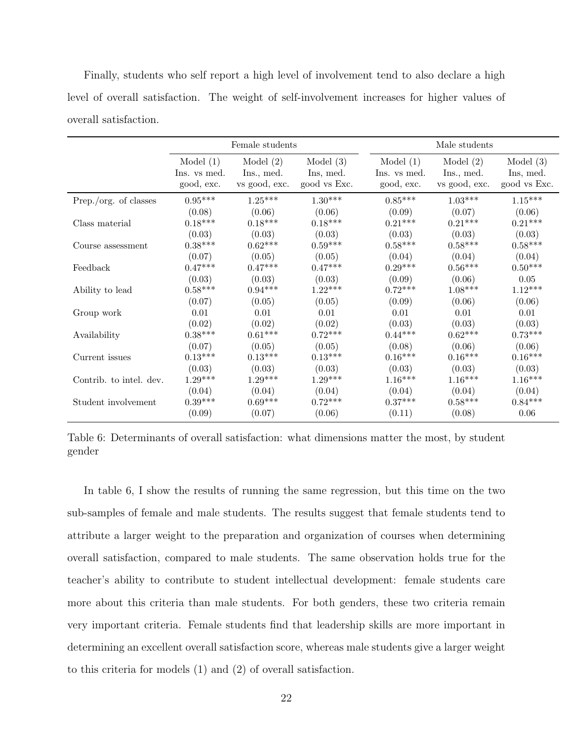Finally, students who self report a high level of involvement tend to also declare a high level of overall satisfaction. The weight of self-involvement increases for higher values of overall satisfaction.

| | Female students | | | Male students | | |
|---|---|---|---|---|---|---|
| | Model (1) Ins. vs med. good, exc. | Model (2) Ins., med. vs good, exc. | Model (3) Ins, med. good vs Exc. | Model (1) Ins. vs med. good, exc. | Model (2) Ins., med. vs good, exc. | Model (3) Ins, med. good vs Exc. |
| Prep./org. of classes | 0.95*** | 1.25*** | 1.30*** | 0.85*** | 1.03*** | 1.15*** |
| | (0.08) | (0.06) | (0.06) | (0.09) | (0.07) | (0.06) |
| Class material | 0.18*** | 0.18*** | 0.18*** | 0.21*** | 0.21*** | 0.21*** |
| | (0.03) | (0.03) | (0.03) | (0.03) | (0.03) | (0.03) |
| Course assessment | 0.38*** | 0.62*** | 0.59*** | 0.58*** | 0.58*** | 0.58*** |
| | (0.07) | (0.05) | (0.05) | (0.04) | (0.04) | (0.04) |
| Feedback | 0.47*** | 0.47*** | 0.47*** | 0.29*** | 0.56*** | 0.50*** |
| | (0.03) | (0.03) | (0.03) | (0.09) | (0.06) | 0.05 |
| Ability to lead | 0.58*** | 0.94*** | 1.22*** | 0.72*** | 1.08*** | 1.12*** |
| | (0.07) | (0.05) | (0.05) | (0.09) | (0.06) | (0.06) |
| Group work | 0.01 | 0.01 | 0.01 | 0.01 | 0.01 | 0.01 |
| | (0.02) | (0.02) | (0.02) | (0.03) | (0.03) | (0.03) |
| Availability | 0.38*** | 0.61*** | 0.72*** | 0.44*** | 0.62*** | 0.73*** |
| | (0.07) | (0.05) | (0.05) | (0.08) | (0.06) | (0.06) |
| Current issues | 0.13*** | 0.13*** | 0.13*** | 0.16*** | 0.16*** | 0.16*** |
| | (0.03) | (0.03) | (0.03) | (0.03) | (0.03) | (0.03) |
| Contrib. to intel. dev. | 1.29*** | 1.29*** | 1.29*** | 1.16*** | 1.16*** | 1.16*** |
| | (0.04) | (0.04) | (0.04) | (0.04) | (0.04) | (0.04) |
| Student involvement | 0.39*** | 0.69*** | 0.72*** | 0.37*** | 0.58*** | 0.84*** |
| | (0.09) | (0.07) | (0.06) | (0.11) | (0.08) | 0.06 |

Table 6: Determinants of overall satisfaction: what dimensions matter the most, by student gender

In table 6, I show the results of running the same regression, but this time on the two sub-samples of female and male students. The results suggest that female students tend to attribute a larger weight to the preparation and organization of courses when determining overall satisfaction, compared to male students. The same observation holds true for the teacher's ability to contribute to student intellectual development: female students care more about this criteria than male students. For both genders, these two criteria remain very important criteria. Female students find that leadership skills are more important in determining an excellent overall satisfaction score, whereas male students give a larger weight to this criteria for models (1) and (2) of overall satisfaction.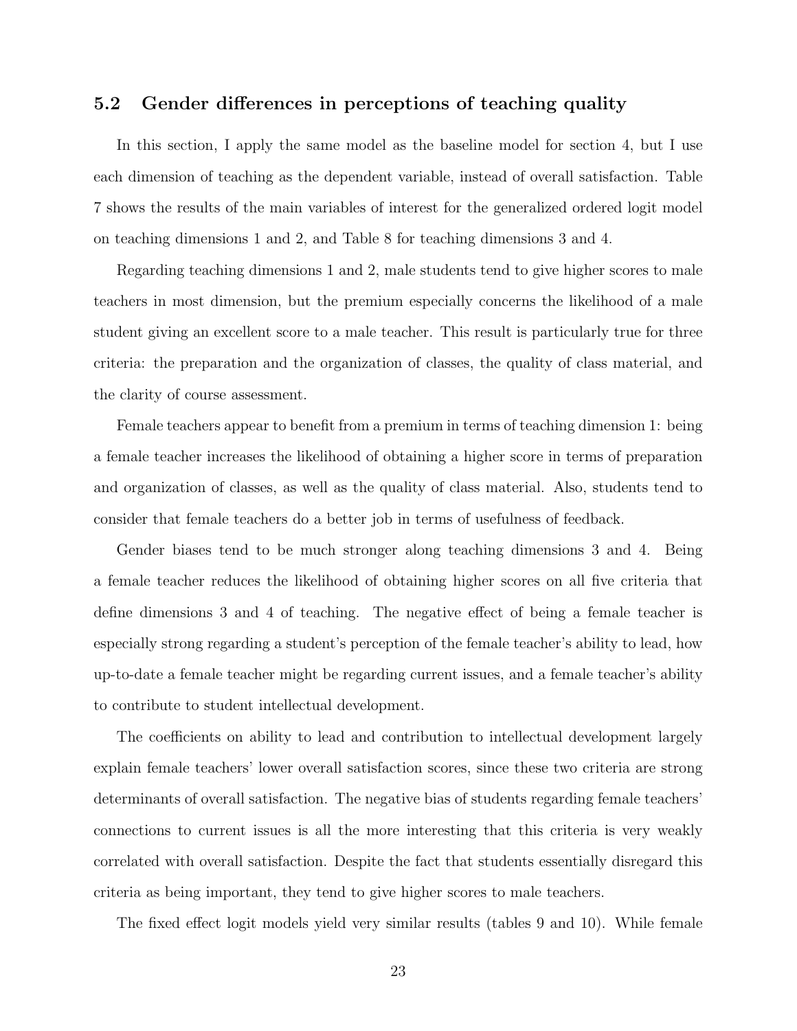### 5.2 Gender differences in perceptions of teaching quality

In this section, I apply the same model as the baseline model for section 4, but I use each dimension of teaching as the dependent variable, instead of overall satisfaction. Table 7 shows the results of the main variables of interest for the generalized ordered logit model on teaching dimensions 1 and 2, and Table 8 for teaching dimensions 3 and 4.

Regarding teaching dimensions 1 and 2, male students tend to give higher scores to male teachers in most dimension, but the premium especially concerns the likelihood of a male student giving an excellent score to a male teacher. This result is particularly true for three criteria: the preparation and the organization of classes, the quality of class material, and the clarity of course assessment.

Female teachers appear to benefit from a premium in terms of teaching dimension 1: being a female teacher increases the likelihood of obtaining a higher score in terms of preparation and organization of classes, as well as the quality of class material. Also, students tend to consider that female teachers do a better job in terms of usefulness of feedback.

Gender biases tend to be much stronger along teaching dimensions 3 and 4. Being a female teacher reduces the likelihood of obtaining higher scores on all five criteria that define dimensions 3 and 4 of teaching. The negative effect of being a female teacher is especially strong regarding a student's perception of the female teacher's ability to lead, how up-to-date a female teacher might be regarding current issues, and a female teacher's ability to contribute to student intellectual development.

The coefficients on ability to lead and contribution to intellectual development largely explain female teachers' lower overall satisfaction scores, since these two criteria are strong determinants of overall satisfaction. The negative bias of students regarding female teachers' connections to current issues is all the more interesting that this criteria is very weakly correlated with overall satisfaction. Despite the fact that students essentially disregard this criteria as being important, they tend to give higher scores to male teachers.

The fixed effect logit models yield very similar results (tables 9 and 10). While female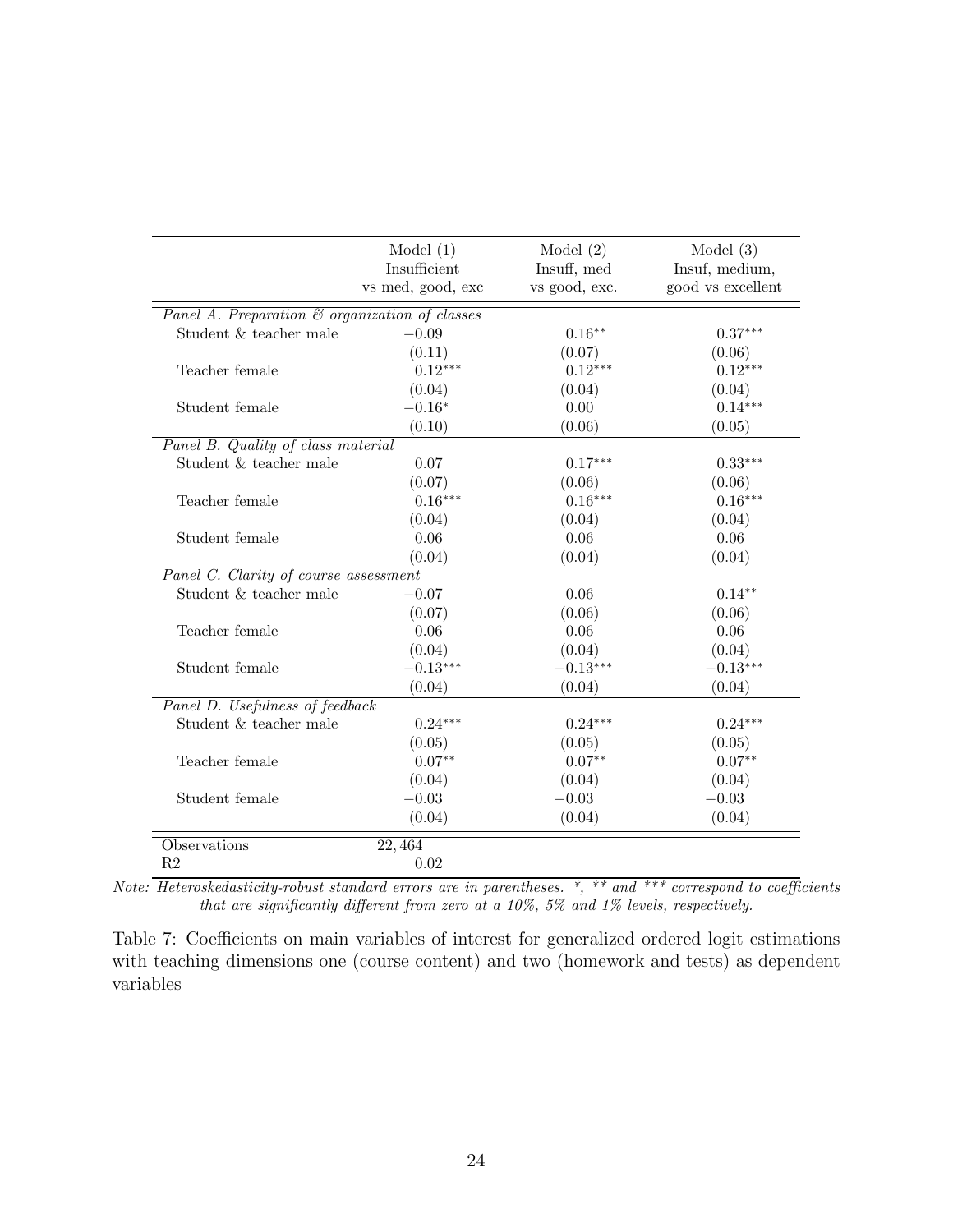| | Model (1) Insufficient vs med, good, exc | Model (2) Insuff, med vs good, exc. | Model (3) Insuf, medium, good vs excellent |
|---|---|---|---|
| *Panel A. Preparation & organization of classes* | | | |
| Student & teacher male | $-0.09$ | $0.16^{**}$ | $0.37^{***}$ |
| | (0.11) | (0.07) | (0.06) |
| Teacher female | $0.12^{***}$ | $0.12^{***}$ | $0.12^{***}$ |
| | (0.04) | (0.04) | (0.04) |
| Student female | $-0.16^{*}$ | 0.00 | $0.14^{***}$ |
| | (0.10) | (0.06) | (0.05) |
| *Panel B. Quality of class material* | | | |
| Student & teacher male | 0.07 | $0.17^{***}$ | $0.33^{***}$ |
| | (0.07) | (0.06) | (0.06) |
| Teacher female | $0.16^{***}$ | $0.16^{***}$ | $0.16^{***}$ |
| | (0.04) | (0.04) | (0.04) |
| Student female | 0.06 | 0.06 | 0.06 |
| | (0.04) | (0.04) | (0.04) |
| *Panel C. Clarity of course assessment* | | | |
| Student & teacher male | $-0.07$ | 0.06 | $0.14^{**}$ |
| | (0.07) | (0.06) | (0.06) |
| Teacher female | 0.06 | 0.06 | 0.06 |
| | (0.04) | (0.04) | (0.04) |
| Student female | $-0.13^{***}$ | $-0.13^{***}$ | $-0.13^{***}$ |
| | (0.04) | (0.04) | (0.04) |
| *Panel D. Usefulness of feedback* | | | |
| Student & teacher male | $0.24^{***}$ | $0.24^{***}$ | $0.24^{***}$ |
| | (0.05) | (0.05) | (0.05) |
| Teacher female | $0.07^{**}$ | $0.07^{**}$ | $0.07^{**}$ |
| | (0.04) | (0.04) | (0.04) |
| Student female | $-0.03$ | $-0.03$ | $-0.03$ |
| | (0.04) | (0.04) | (0.04) |
| Observations | 22,464 | | |
| R2 | 0.02 | | |

*Note: Heteroskedasticity-robust standard errors are in parentheses. *, ** and *** correspond to coefficients that are significantly different from zero at a 10%, 5% and 1% levels, respectively.*

Table 7: Coefficients on main variables of interest for generalized ordered logit estimations with teaching dimensions one (course content) and two (homework and tests) as dependent variables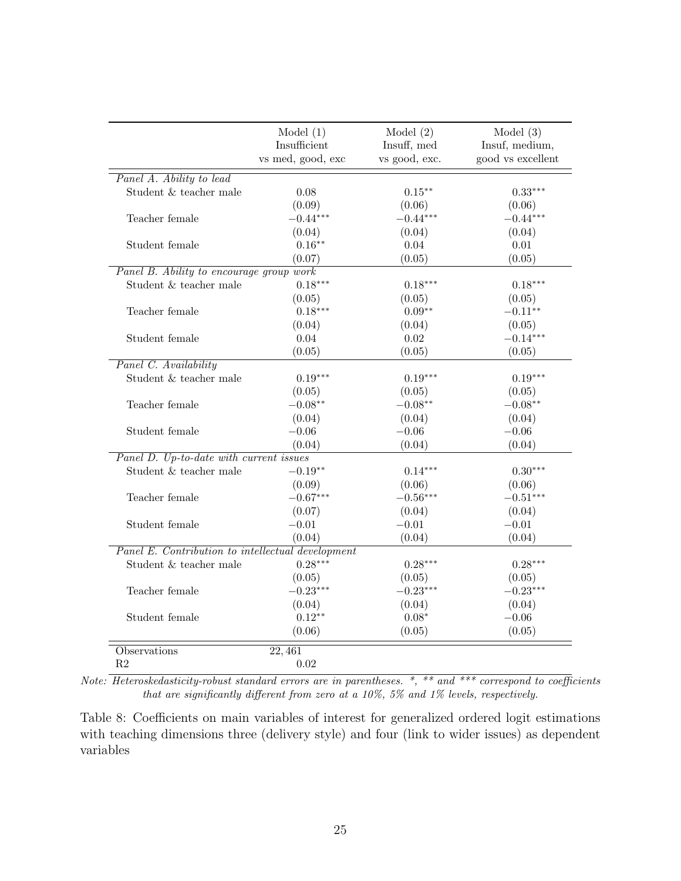| | Model (1) Insufficient vs med, good, exc | Model (2) Insuff, med vs good, exc. | Model (3) Insuf, medium, good vs excellent |
|---|---|---|---|
| *Panel A. Ability to lead* | | | |
| Student & teacher male | 0.08 | $0.15^{**}$ | $0.33^{***}$ |
| | (0.09) | (0.06) | (0.06) |
| Teacher female | $-0.44^{***}$ | $-0.44^{***}$ | $-0.44^{***}$ |
| | (0.04) | (0.04) | (0.04) |
| Student female | $0.16^{**}$ | 0.04 | 0.01 |
| | (0.07) | (0.05) | (0.05) |
| *Panel B. Ability to encourage group work* | | | |
| Student & teacher male | $0.18^{***}$ | $0.18^{***}$ | $0.18^{***}$ |
| | (0.05) | (0.05) | (0.05) |
| Teacher female | $0.18^{***}$ | $0.09^{**}$ | $-0.11^{**}$ |
| | (0.04) | (0.04) | (0.05) |
| Student female | 0.04 | 0.02 | $-0.14^{***}$ |
| | (0.05) | (0.05) | (0.05) |
| *Panel C. Availability* | | | |
| Student & teacher male | $0.19^{***}$ | $0.19^{***}$ | $0.19^{***}$ |
| | (0.05) | (0.05) | (0.05) |
| Teacher female | $-0.08^{**}$ | $-0.08^{**}$ | $-0.08^{**}$ |
| | (0.04) | (0.04) | (0.04) |
| Student female | $-0.06$ | $-0.06$ | $-0.06$ |
| | (0.04) | (0.04) | (0.04) |
| *Panel D. Up-to-date with current issues* | | | |
| Student & teacher male | $-0.19^{**}$ | $0.14^{***}$ | $0.30^{***}$ |
| | (0.09) | (0.06) | (0.06) |
| Teacher female | $-0.67^{***}$ | $-0.56^{***}$ | $-0.51^{***}$ |
| | (0.07) | (0.04) | (0.04) |
| Student female | $-0.01$ | $-0.01$ | $-0.01$ |
| | (0.04) | (0.04) | (0.04) |
| *Panel E. Contribution to intellectual development* | | | |
| Student & teacher male | $0.28^{***}$ | $0.28^{***}$ | $0.28^{***}$ |
| | (0.05) | (0.05) | (0.05) |
| Teacher female | $-0.23^{***}$ | $-0.23^{***}$ | $-0.23^{***}$ |
| | (0.04) | (0.04) | (0.04) |
| Student female | $0.12^{**}$ | $0.08^{*}$ | $-0.06$ |
| | (0.06) | (0.05) | (0.05) |
| Observations | 22,461 | | |
| R2 | 0.02 | | |

*Note: Heteroskedasticity-robust standard errors are in parentheses. *, ** and *** correspond to coefficients that are significantly different from zero at a 10%, 5% and 1% levels, respectively.*

Table 8: Coefficients on main variables of interest for generalized ordered logit estimations with teaching dimensions three (delivery style) and four (link to wider issues) as dependent variables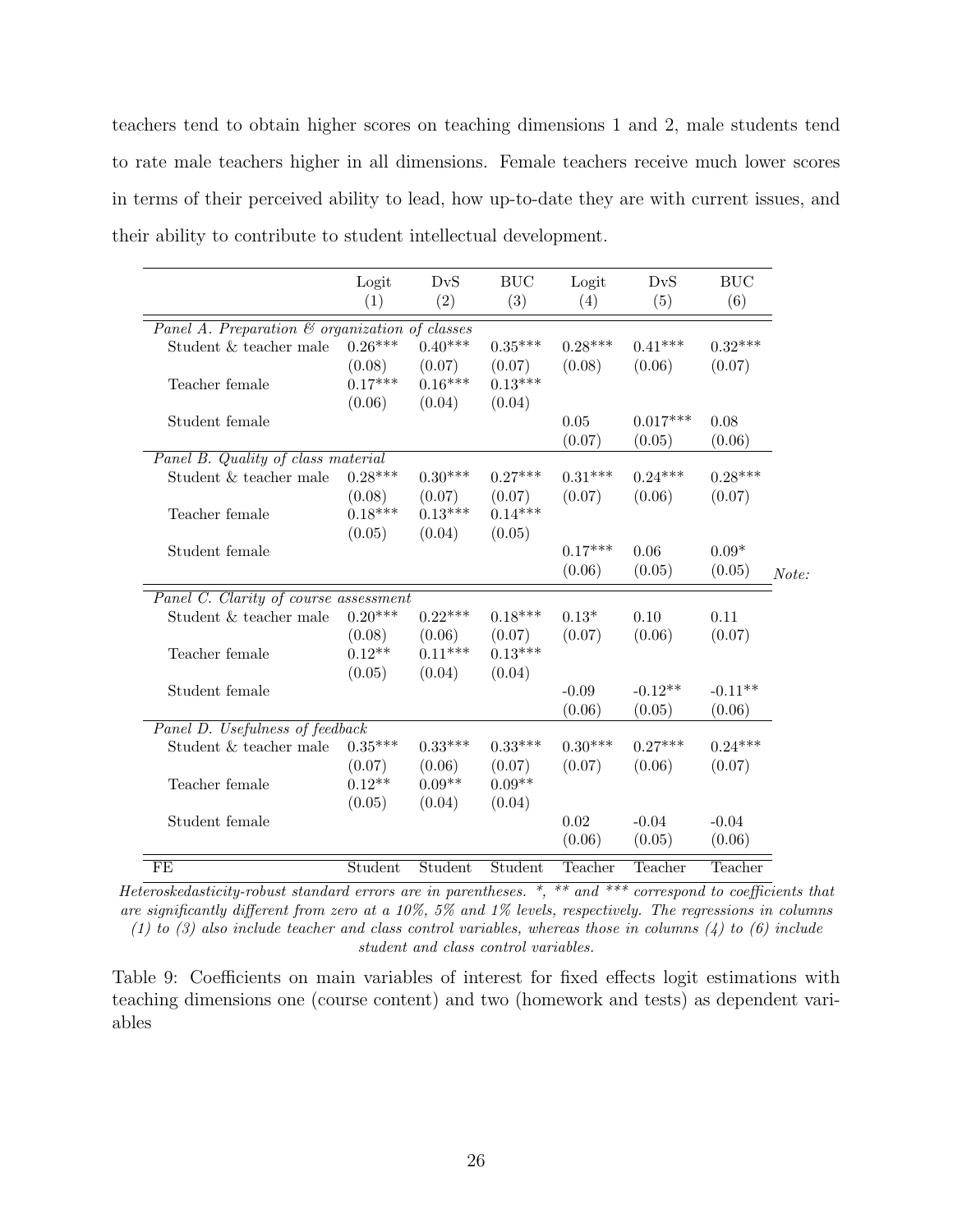teachers tend to obtain higher scores on teaching dimensions 1 and 2, male students tend to rate male teachers higher in all dimensions. Female teachers receive much lower scores in terms of their perceived ability to lead, how up-to-date they are with current issues, and their ability to contribute to student intellectual development.

| | Logit (1) | DvS (2) | BUC (3) | Logit (4) | DvS (5) | BUC (6) |
|---|---|---|---|---|---|---|
| *Panel A. Preparation & organization of classes* | | | | | | |
| Student & teacher male | 0.26*** | 0.40*** | 0.35*** | 0.28*** | 0.41*** | 0.32*** |
| | (0.08) | (0.07) | (0.07) | (0.08) | (0.06) | (0.07) |
| Teacher female | 0.17*** | 0.16*** | 0.13*** | | | |
| | (0.06) | (0.04) | (0.04) | | | |
| Student female | | | | 0.05 | 0.017*** | 0.08 |
| | | | | (0.07) | (0.05) | (0.06) |
| *Panel B. Quality of class material* | | | | | | |
| Student & teacher male | 0.28*** | 0.30*** | 0.27*** | 0.31*** | 0.24*** | 0.28*** |
| | (0.08) | (0.07) | (0.07) | (0.07) | (0.06) | (0.07) |
| Teacher female | 0.18*** | 0.13*** | 0.14*** | | | |
| | (0.05) | (0.04) | (0.05) | | | |
| Student female | | | | 0.17*** | 0.06 | 0.09* |
| | | | | (0.06) | (0.05) | (0.05) |
| *Panel C. Clarity of course assessment* | | | | | | |
| Student & teacher male | 0.20*** | 0.22*** | 0.18*** | 0.13* | 0.10 | 0.11 |
| | (0.08) | (0.06) | (0.07) | (0.07) | (0.06) | (0.07) |
| Teacher female | 0.12** | 0.11*** | 0.13*** | | | |
| | (0.05) | (0.04) | (0.04) | | | |
| Student female | | | | -0.09 | -0.12** | -0.11** |
| | | | | (0.06) | (0.05) | (0.06) |
| *Panel D. Usefulness of feedback* | | | | | | |
| Student & teacher male | 0.35*** | 0.33*** | 0.33*** | 0.30*** | 0.27*** | 0.24*** |
| | (0.07) | (0.06) | (0.07) | (0.07) | (0.06) | (0.07) |
| Teacher female | 0.12** | 0.09** | 0.09** | | | |
| | (0.05) | (0.04) | (0.04) | | | |
| Student female | | | | 0.02 | -0.04 | -0.04 |
| | | | | (0.06) | (0.05) | (0.06) |
| FE | Student | Student | Student | Teacher | Teacher | Teacher |

*Note:* *Heteroskedasticity-robust standard errors are in parentheses. *, ** and *** correspond to coefficients that are significantly different from zero at a 10%, 5% and 1% levels, respectively. The regressions in columns (1) to (3) also include teacher and class control variables, whereas those in columns (4) to (6) include student and class control variables.*

Table 9: Coefficients on main variables of interest for fixed effects logit estimations with teaching dimensions one (course content) and two (homework and tests) as dependent variables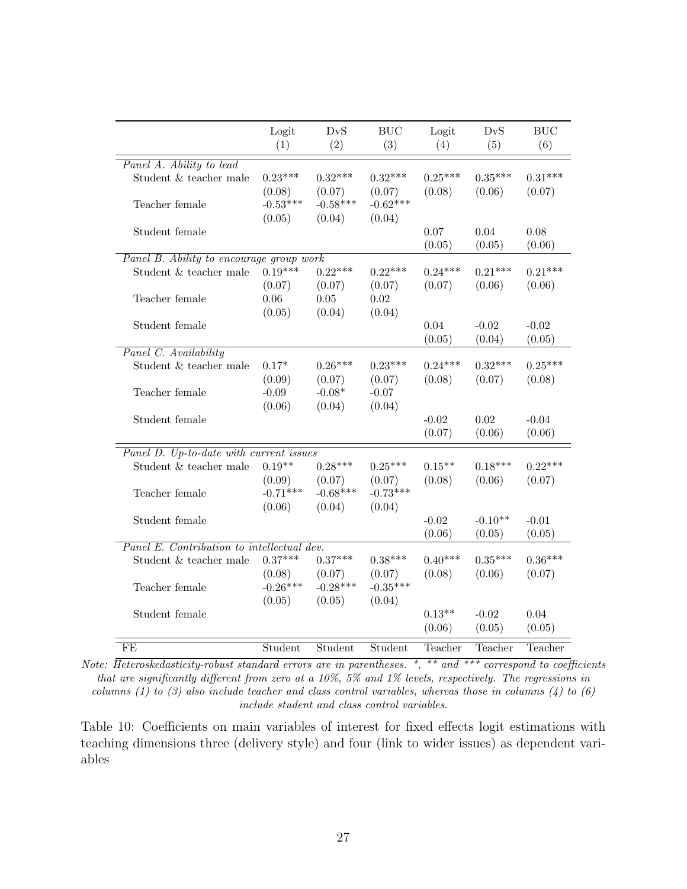| | Logit (1) | DvS (2) | BUC (3) | Logit (4) | DvS (5) | BUC (6) |
|---|---|---|---|---|---|---|
| *Panel A. Ability to lead* | | | | | | |
| Student & teacher male | 0.23*** | 0.32*** | 0.32*** | 0.25*** | 0.35*** | 0.31*** |
| | (0.08) | (0.07) | (0.07) | (0.08) | (0.06) | (0.07) |
| Teacher female | -0.53*** | -0.58*** | -0.62*** | | | |
| | (0.05) | (0.04) | (0.04) | | | |
| Student female | | | | 0.07 | 0.04 | 0.08 |
| | | | | (0.05) | (0.05) | (0.06) |
| *Panel B. Ability to encourage group work* | | | | | | |
| Student & teacher male | 0.19*** | 0.22*** | 0.22*** | 0.24*** | 0.21*** | 0.21*** |
| | (0.07) | (0.07) | (0.07) | (0.07) | (0.06) | (0.06) |
| Teacher female | 0.06 | 0.05 | 0.02 | | | |
| | (0.05) | (0.04) | (0.04) | | | |
| Student female | | | | 0.04 | -0.02 | -0.02 |
| | | | | (0.05) | (0.04) | (0.05) |
| *Panel C. Availability* | | | | | | |
| Student & teacher male | 0.17* | 0.26*** | 0.23*** | 0.24*** | 0.32*** | 0.25*** |
| | (0.09) | (0.07) | (0.07) | (0.08) | (0.07) | (0.08) |
| Teacher female | -0.09 | -0.08* | -0.07 | | | |
| | (0.06) | (0.04) | (0.04) | | | |
| Student female | | | | -0.02 | 0.02 | -0.04 |
| | | | | (0.07) | (0.06) | (0.06) |
| *Panel D. Up-to-date with current issues* | | | | | | |
| Student & teacher male | 0.19** | 0.28*** | 0.25*** | 0.15** | 0.18*** | 0.22*** |
| | (0.09) | (0.07) | (0.07) | (0.08) | (0.06) | (0.07) |
| Teacher female | -0.71*** | -0.68*** | -0.73*** | | | |
| | (0.06) | (0.04) | (0.04) | | | |
| Student female | | | | -0.02 | -0.10** | -0.01 |
| | | | | (0.06) | (0.05) | (0.05) |
| *Panel E. Contribution to intellectual dev.* | | | | | | |
| Student & teacher male | 0.37*** | 0.37*** | 0.38*** | 0.40*** | 0.35*** | 0.36*** |
| | (0.08) | (0.07) | (0.07) | (0.08) | (0.06) | (0.07) |
| Teacher female | -0.26*** | -0.28*** | -0.35*** | | | |
| | (0.05) | (0.05) | (0.04) | | | |
| Student female | | | | 0.13** | -0.02 | 0.04 |
| | | | | (0.06) | (0.05) | (0.05) |
| FE | Student | Student | Student | Teacher | Teacher | Teacher |

*Note: Heteroskedasticity-robust standard errors are in parentheses. *, ** and *** correspond to coefficients that are significantly different from zero at a 10%, 5% and 1% levels, respectively. The regressions in columns (1) to (3) also include teacher and class control variables, whereas those in columns (4) to (6) include student and class control variables.*

Table 10: Coefficients on main variables of interest for fixed effects logit estimations with teaching dimensions three (delivery style) and four (link to wider issues) as dependent variables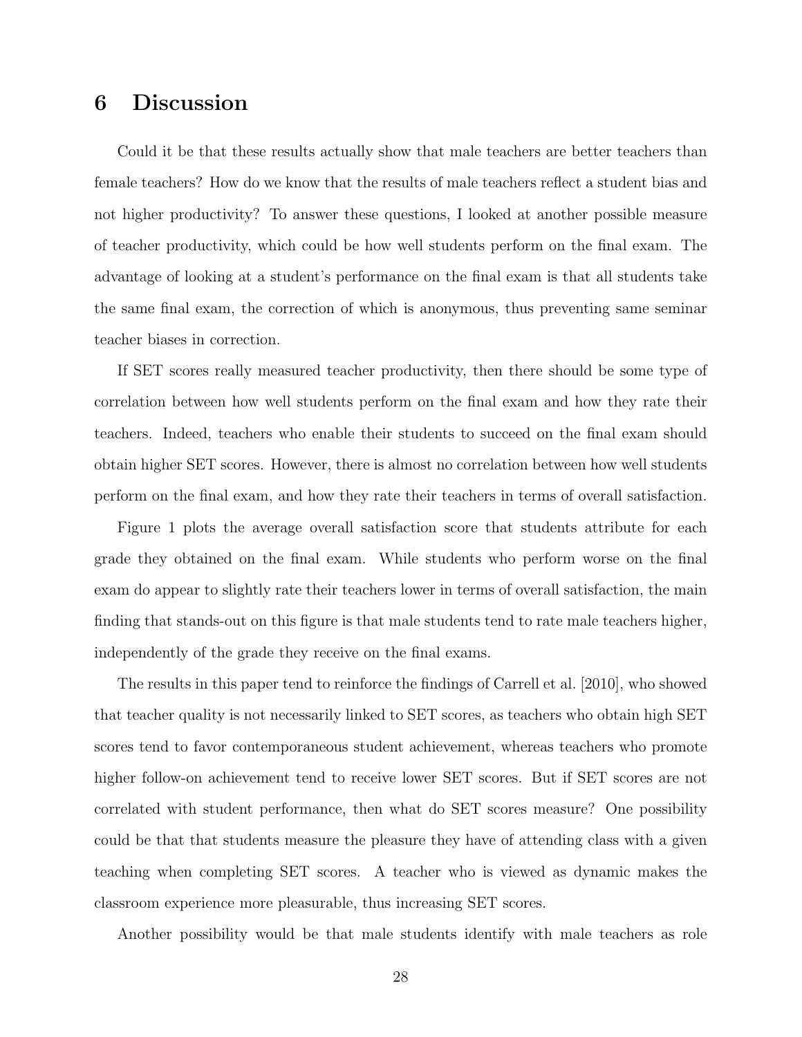# 6 Discussion

Could it be that these results actually show that male teachers are better teachers than female teachers? How do we know that the results of male teachers reflect a student bias and not higher productivity? To answer these questions, I looked at another possible measure of teacher productivity, which could be how well students perform on the final exam. The advantage of looking at a student's performance on the final exam is that all students take the same final exam, the correction of which is anonymous, thus preventing same seminar teacher biases in correction.

If SET scores really measured teacher productivity, then there should be some type of correlation between how well students perform on the final exam and how they rate their teachers. Indeed, teachers who enable their students to succeed on the final exam should obtain higher SET scores. However, there is almost no correlation between how well students perform on the final exam, and how they rate their teachers in terms of overall satisfaction.

Figure 1 plots the average overall satisfaction score that students attribute for each grade they obtained on the final exam. While students who perform worse on the final exam do appear to slightly rate their teachers lower in terms of overall satisfaction, the main finding that stands-out on this figure is that male students tend to rate male teachers higher, independently of the grade they receive on the final exams.

The results in this paper tend to reinforce the findings of Carrell et al. [2010], who showed that teacher quality is not necessarily linked to SET scores, as teachers who obtain high SET scores tend to favor contemporaneous student achievement, whereas teachers who promote higher follow-on achievement tend to receive lower SET scores. But if SET scores are not correlated with student performance, then what do SET scores measure? One possibility could be that that students measure the pleasure they have of attending class with a given teaching when completing SET scores. A teacher who is viewed as dynamic makes the classroom experience more pleasurable, thus increasing SET scores.

Another possibility would be that male students identify with male teachers as role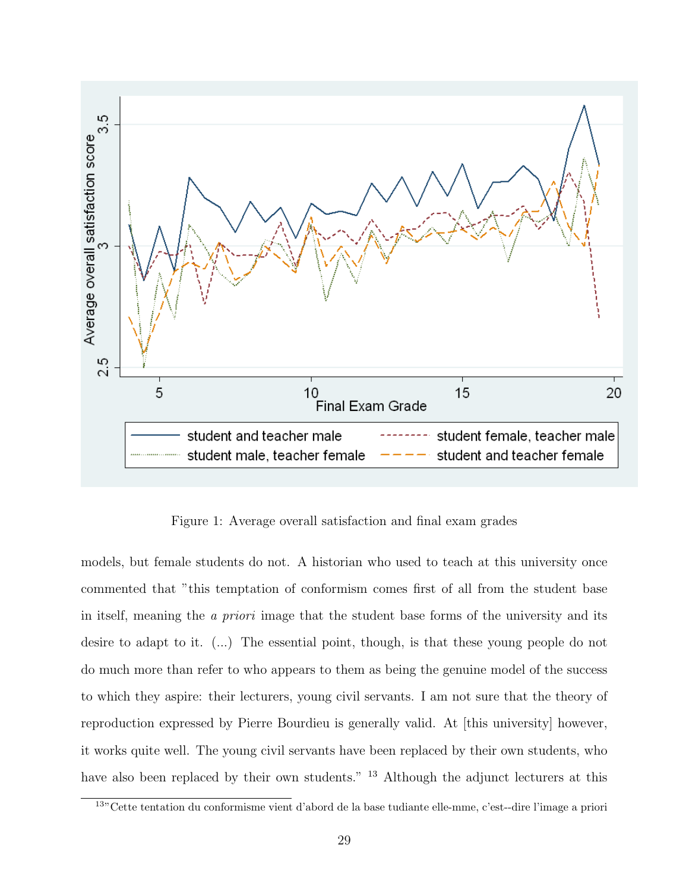Figure 1: Average overall satisfaction and final exam grades

models, but female students do not. A historian who used to teach at this university once commented that "this temptation of conformism comes first of all from the student base in itself, meaning the *a priori* image that the student base forms of the university and its desire to adapt to it. (...) The essential point, though, is that these young people do not do much more than refer to who appears to them as being the genuine model of the success to which they aspire: their lecturers, young civil servants. I am not sure that the theory of reproduction expressed by Pierre Bourdieu is generally valid. At [this university] however, it works quite well. The young civil servants have been replaced by their own students, who have also been replaced by their own students." [13] Although the adjunct lecturers at this

[13] "Cette tentation du conformisme vient d'abord de la base tudiante elle-mme, c'est--dire l'image a priori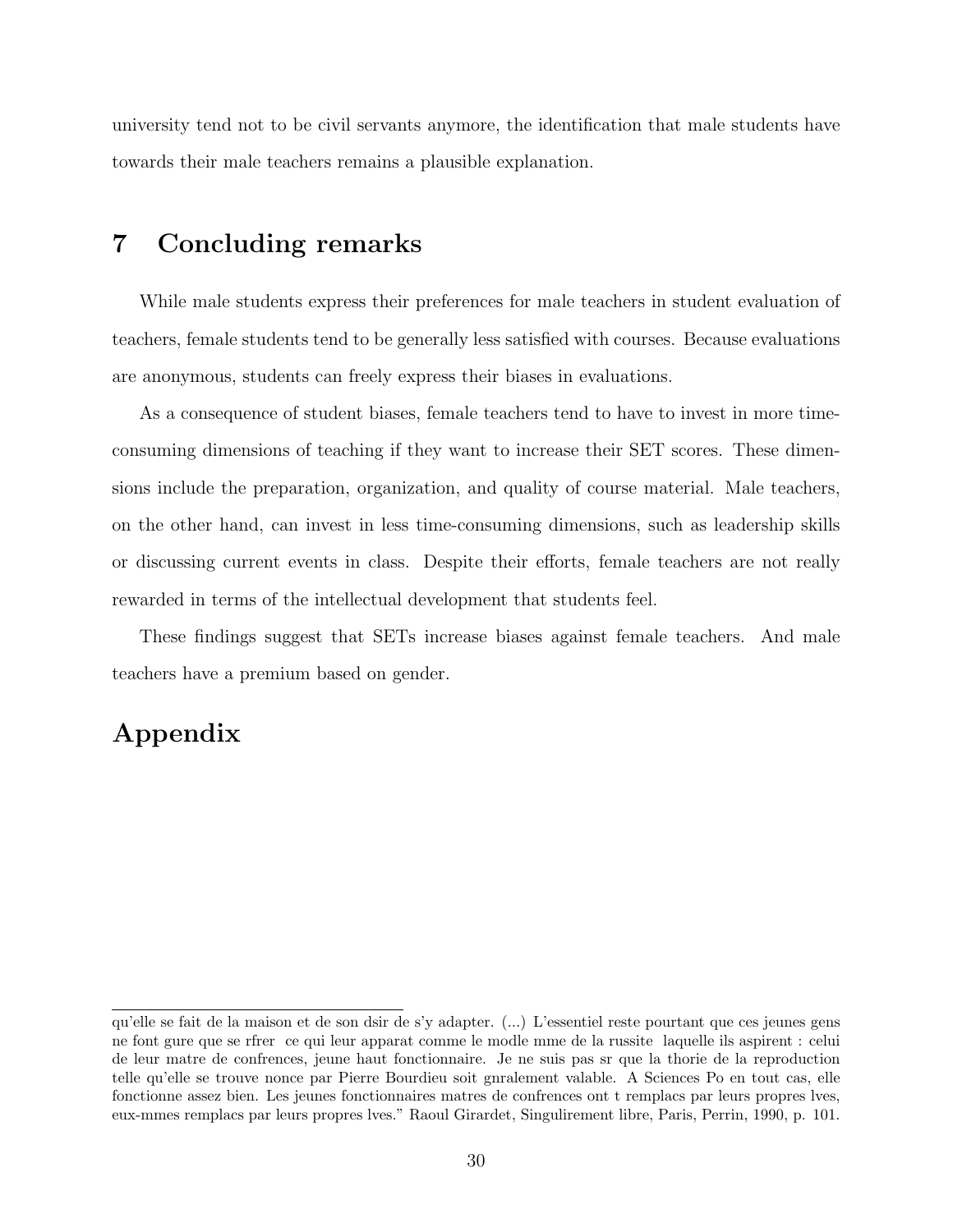university tend not to be civil servants anymore, the identification that male students have towards their male teachers remains a plausible explanation.

## 7 Concluding remarks

While male students express their preferences for male teachers in student evaluation of teachers, female students tend to be generally less satisfied with courses. Because evaluations are anonymous, students can freely express their biases in evaluations.

As a consequence of student biases, female teachers tend to have to invest in more time-consuming dimensions of teaching if they want to increase their SET scores. These dimensions include the preparation, organization, and quality of course material. Male teachers, on the other hand, can invest in less time-consuming dimensions, such as leadership skills or discussing current events in class. Despite their efforts, female teachers are not really rewarded in terms of the intellectual development that students feel.

These findings suggest that SETs increase biases against female teachers. And male teachers have a premium based on gender.

# Appendix

qu'elle se fait de la maison et de son dsir de s'y adapter. (...) L'essentiel reste pourtant que ces jeunes gens ne font gure que se rfrer ce qui leur apparat comme le modle mme de la russite laquelle ils aspirent : celui de leur matre de confrences, jeune haut fonctionnaire. Je ne suis pas sr que la thorie de la reproduction telle qu'elle se trouve nonce par Pierre Bourdieu soit gnralement valable. A Sciences Po en tout cas, elle fonctionne assez bien. Les jeunes fonctionnaires matres de confrences ont t remplacs par leurs propres lves, eux-mmes remplacs par leurs propres lves." Raoul Girardet, Singulirement libre, Paris, Perrin, 1990, p. 101.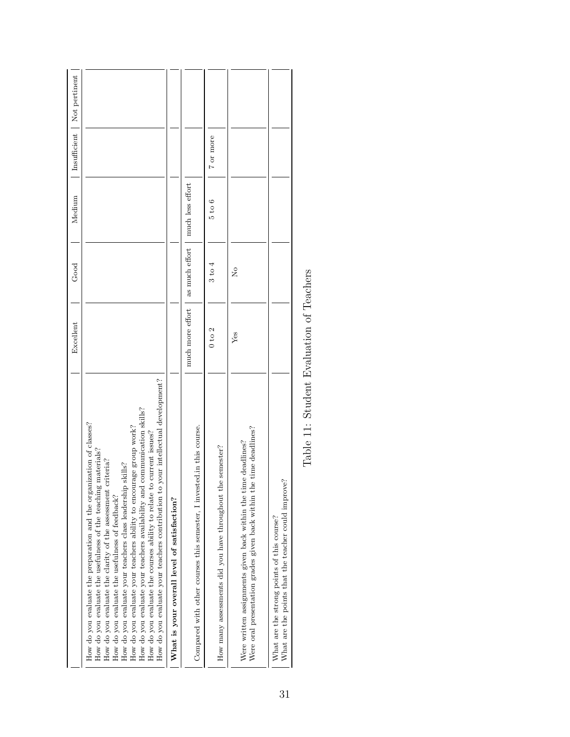| | Excellent | Good | Medium | Insufficient | Not pertinent |
|---|---|---|---|---|---|
| How do you evaluate the preparation and the organization of classes?<br>How do you evaluate the usefulness of the teaching materials?<br>How do you evaluate the clarity of the assessment criteria?<br>How do you evaluate the usefulness of feedback?<br>How do you evaluate your teachers class leadership skills?<br>How do you evaluate your teachers ability to encourage group work?<br>How do you evaluate your teachers availability and communication skills?<br>How do you evaluate the courses ability to relate to current issues?<br>How do you evaluate your teachers contribution to your intellectual development? | | | | | |
| **What is your overall level of satisfaction?** | | | | | |
| Compared with other courses this semester, I invested.in this course. | much more effort | as much effort | much less effort | | |
| How many assessments did you have throughout the semester? | 0 to 2 | 3 to 4 | 5 to 6 | 7 or more | |
| Were written assignments given back within the time deadlines?<br>Were oral presentation grades given back within the time deadlines? | Yes | No | | | |
| What are the strong points of this course?<br>What are the points that the teacher could improve? | | | | | |

Table 11: Student Evaluation of Teachers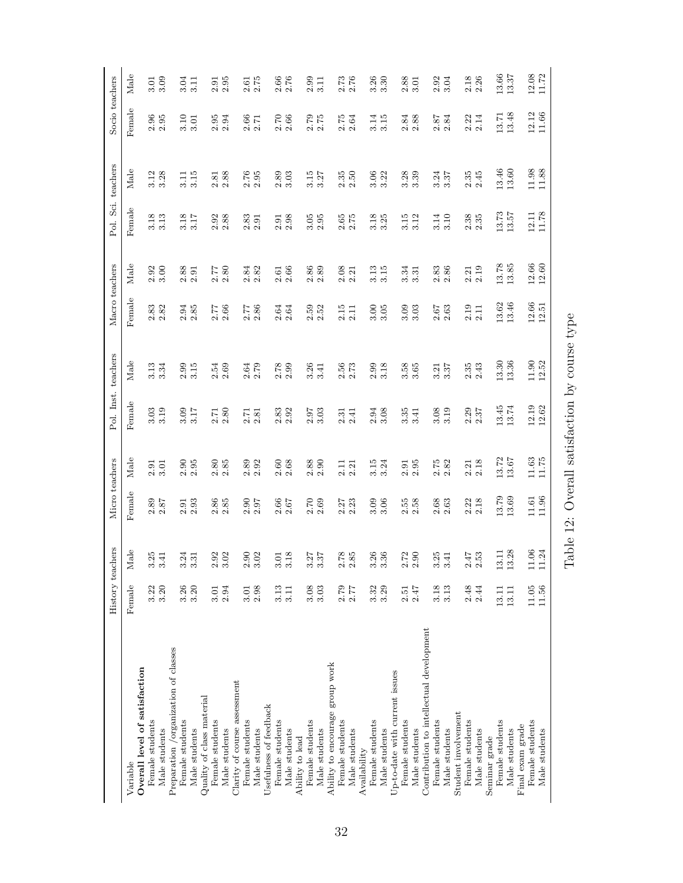| Variable | History teachers | | Micro teachers | | Pol. Inst. teachers | | Macro teachers | | Pol. Sci. teachers | | Socio teachers | |
|---|---|---|---|---|---|---|---|---|---|---|---|---|
| | Female | Male | Female | Male | Female | Male | Female | Male | Female | Male | Female | Male |
| **Overall level of satisfaction** | | | | | | | | | | | | |
| Female students | 3.22 | 3.25 | 2.89 | 2.91 | 3.03 | 3.13 | 2.83 | 2.92 | 3.18 | 3.12 | 2.96 | 3.01 |
| Male students | 3.20 | 3.41 | 2.87 | 3.01 | 3.19 | 3.34 | 2.82 | 3.00 | 3.13 | 3.28 | 2.95 | 3.09 |
| Preparation /organization of classes | | | | | | | | | | | | |
| Female students | 3.26 | 3.24 | 2.91 | 2.90 | 3.09 | 2.99 | 2.94 | 2.88 | 3.18 | 3.11 | 3.10 | 3.04 |
| Male students | 3.20 | 3.31 | 2.93 | 2.95 | 3.17 | 3.15 | 2.85 | 2.91 | 3.17 | 3.15 | 3.01 | 3.11 |
| Quality of class material | | | | | | | | | | | | |
| Female students | 3.01 | 2.92 | 2.86 | 2.80 | 2.71 | 2.54 | 2.77 | 2.77 | 2.92 | 2.81 | 2.95 | 2.91 |
| Male students | 2.94 | 3.02 | 2.85 | 2.85 | 2.80 | 2.69 | 2.66 | 2.80 | 2.88 | 2.88 | 2.94 | 2.95 |
| Clarity of course assessment | | | | | | | | | | | | |
| Female students | 3.01 | 2.90 | 2.90 | 2.89 | 2.71 | 2.64 | 2.77 | 2.84 | 2.83 | 2.76 | 2.66 | 2.61 |
| Male students | 2.98 | 3.02 | 2.97 | 2.92 | 2.81 | 2.79 | 2.86 | 2.82 | 2.91 | 2.95 | 2.71 | 2.75 |
| Usefulness of feedback | | | | | | | | | | | | |
| Female students | 3.13 | 3.01 | 2.66 | 2.60 | 2.83 | 2.78 | 2.64 | 2.61 | 2.91 | 2.89 | 2.70 | 2.66 |
| Male students | 3.11 | 3.18 | 2.67 | 2.68 | 2.92 | 2.99 | 2.64 | 2.66 | 2.98 | 3.03 | 2.66 | 2.76 |
| Ability to lead | | | | | | | | | | | | |
| Female students | 3.08 | 3.27 | 2.70 | 2.88 | 2.97 | 3.26 | 2.59 | 2.86 | 3.05 | 3.15 | 2.79 | 2.99 |
| Male students | 3.03 | 3.37 | 2.69 | 2.90 | 3.03 | 3.41 | 2.52 | 2.89 | 2.95 | 3.27 | 2.75 | 3.11 |
| Ability to encourage group work | | | | | | | | | | | | |
| Female students | 2.79 | 2.78 | 2.27 | 2.11 | 2.31 | 2.56 | 2.15 | 2.08 | 2.65 | 2.35 | 2.75 | 2.73 |
| Male students | 2.77 | 2.85 | 2.23 | 2.21 | 2.41 | 2.73 | 2.11 | 2.21 | 2.75 | 2.50 | 2.64 | 2.76 |
| Availability | | | | | | | | | | | | |
| Female students | 3.32 | 3.26 | 3.09 | 3.15 | 2.94 | 2.99 | 3.00 | 3.13 | 3.18 | 3.06 | 3.14 | 3.26 |
| Male students | 3.29 | 3.36 | 3.06 | 3.24 | 3.08 | 3.18 | 3.05 | 3.15 | 3.25 | 3.22 | 3.15 | 3.30 |
| Up-to-date with current issues | | | | | | | | | | | | |
| Female students | 2.51 | 2.72 | 2.55 | 2.91 | 3.35 | 3.58 | 3.09 | 3.34 | 3.15 | 3.28 | 2.84 | 2.88 |
| Male students | 2.47 | 2.90 | 2.58 | 2.95 | 3.41 | 3.65 | 3.03 | 3.31 | 3.12 | 3.39 | 2.88 | 3.01 |
| Contribution to intellectual development | | | | | | | | | | | | |
| Female students | 3.18 | 3.25 | 2.68 | 2.75 | 3.08 | 3.21 | 2.67 | 2.83 | 3.14 | 3.24 | 2.87 | 2.92 |
| Male students | 3.13 | 3.41 | 2.63 | 2.82 | 3.19 | 3.37 | 2.63 | 2.86 | 3.10 | 3.37 | 2.84 | 3.04 |
| Student involvement | | | | | | | | | | | | |
| Female students | 2.48 | 2.47 | 2.22 | 2.21 | 2.29 | 2.35 | 2.19 | 2.21 | 2.38 | 2.35 | 2.22 | 2.18 |
| Male students | 2.44 | 2.53 | 2.18 | 2.18 | 2.37 | 2.43 | 2.11 | 2.19 | 2.35 | 2.45 | 2.14 | 2.26 |
| Seminar grade | | | | | | | | | | | | |
| Female students | 13.11 | 13.11 | 13.79 | 13.72 | 13.45 | 13.30 | 13.62 | 13.78 | 13.73 | 13.46 | 13.71 | 13.66 |
| Male students | 13.11 | 13.28 | 13.69 | 13.67 | 13.74 | 13.36 | 13.46 | 13.85 | 13.57 | 13.60 | 13.48 | 13.37 |
| Final exam grade | | | | | | | | | | | | |
| Female students | 11.05 | 11.06 | 11.61 | 11.63 | 12.19 | 11.90 | 12.66 | 12.66 | 12.11 | 11.98 | 12.12 | 12.08 |
| Male students | 11.56 | 11.24 | 11.96 | 11.75 | 12.62 | 12.52 | 12.51 | 12.60 | 11.78 | 11.88 | 11.66 | 11.72 |

Table 12: Overall satisfaction by course type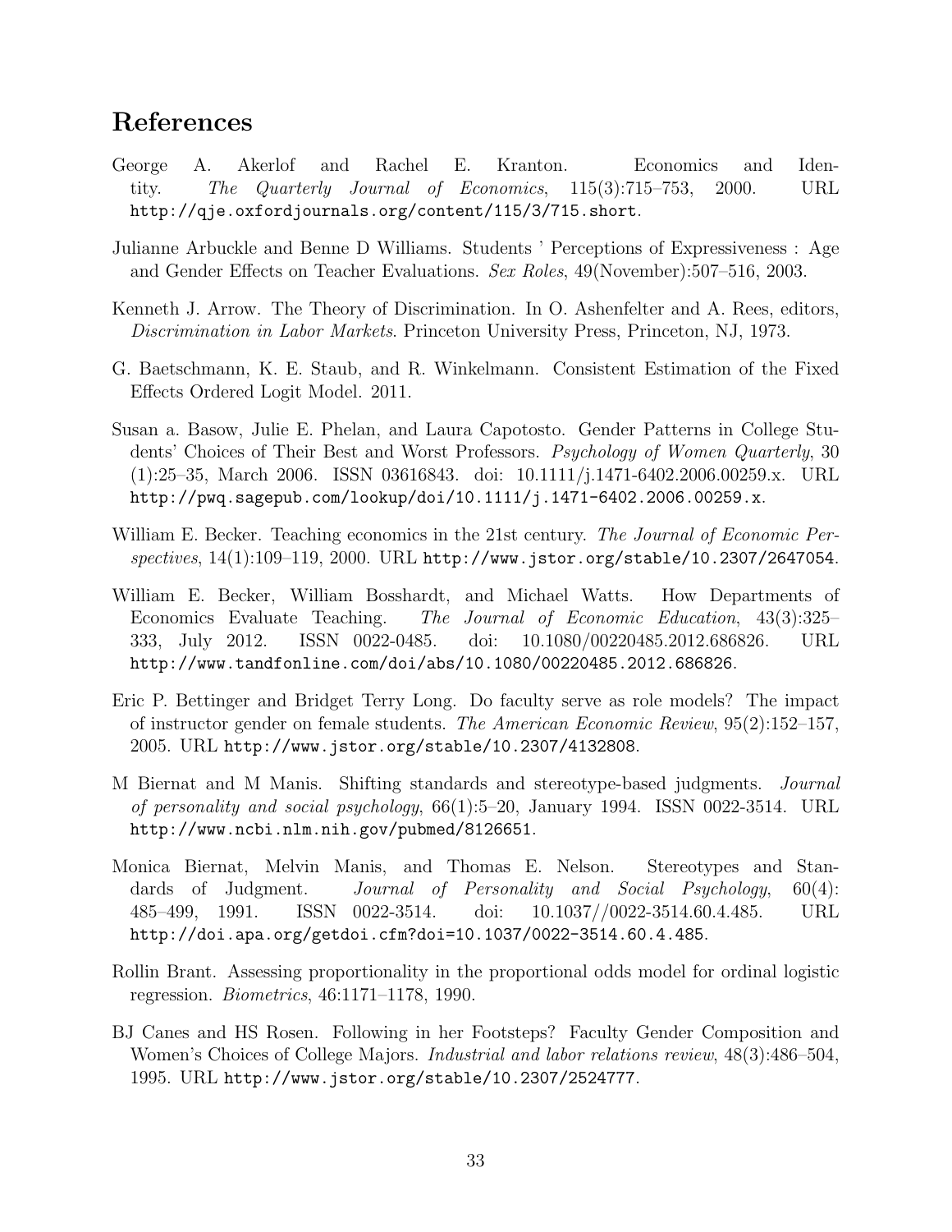# References

George A. Akerlof and Rachel E. Kranton. Economics and Identity. *The Quarterly Journal of Economics*, 115(3):715–753, 2000. URL http://qje.oxfordjournals.org/content/115/3/715.short.

Julianne Arbuckle and Benne D Williams. Students ' Perceptions of Expressiveness : Age and Gender Effects on Teacher Evaluations. *Sex Roles*, 49(November):507–516, 2003.

Kenneth J. Arrow. The Theory of Discrimination. In O. Ashenfelter and A. Rees, editors, *Discrimination in Labor Markets*. Princeton University Press, Princeton, NJ, 1973.

G. Baetschmann, K. E. Staub, and R. Winkelmann. Consistent Estimation of the Fixed Effects Ordered Logit Model. 2011.

Susan a. Basow, Julie E. Phelan, and Laura Capotosto. Gender Patterns in College Students' Choices of Their Best and Worst Professors. *Psychology of Women Quarterly*, 30 (1):25–35, March 2006. ISSN 03616843. doi: 10.1111/j.1471-6402.2006.00259.x. URL http://pwq.sagepub.com/lookup/doi/10.1111/j.1471-6402.2006.00259.x.

William E. Becker. Teaching economics in the 21st century. *The Journal of Economic Perspectives*, 14(1):109–119, 2000. URL http://www.jstor.org/stable/10.2307/2647054.

William E. Becker, William Bosshardt, and Michael Watts. How Departments of Economics Evaluate Teaching. *The Journal of Economic Education*, 43(3):325–333, July 2012. ISSN 0022-0485. doi: 10.1080/00220485.2012.686826. URL http://www.tandfonline.com/doi/abs/10.1080/00220485.2012.686826.

Eric P. Bettinger and Bridget Terry Long. Do faculty serve as role models? The impact of instructor gender on female students. *The American Economic Review*, 95(2):152–157, 2005. URL http://www.jstor.org/stable/10.2307/4132808.

M Biernat and M Manis. Shifting standards and stereotype-based judgments. *Journal of personality and social psychology*, 66(1):5–20, January 1994. ISSN 0022-3514. URL http://www.ncbi.nlm.nih.gov/pubmed/8126651.

Monica Biernat, Melvin Manis, and Thomas E. Nelson. Stereotypes and Standards of Judgment. *Journal of Personality and Social Psychology*, 60(4): 485–499, 1991. ISSN 0022-3514. doi: 10.1037//0022-3514.60.4.485. URL http://doi.apa.org/getdoi.cfm?doi=10.1037/0022-3514.60.4.485.

Rollin Brant. Assessing proportionality in the proportional odds model for ordinal logistic regression. *Biometrics*, 46:1171–1178, 1990.

BJ Canes and HS Rosen. Following in her Footsteps? Faculty Gender Composition and Women's Choices of College Majors. *Industrial and labor relations review*, 48(3):486–504, 1995. URL http://www.jstor.org/stable/10.2307/2524777.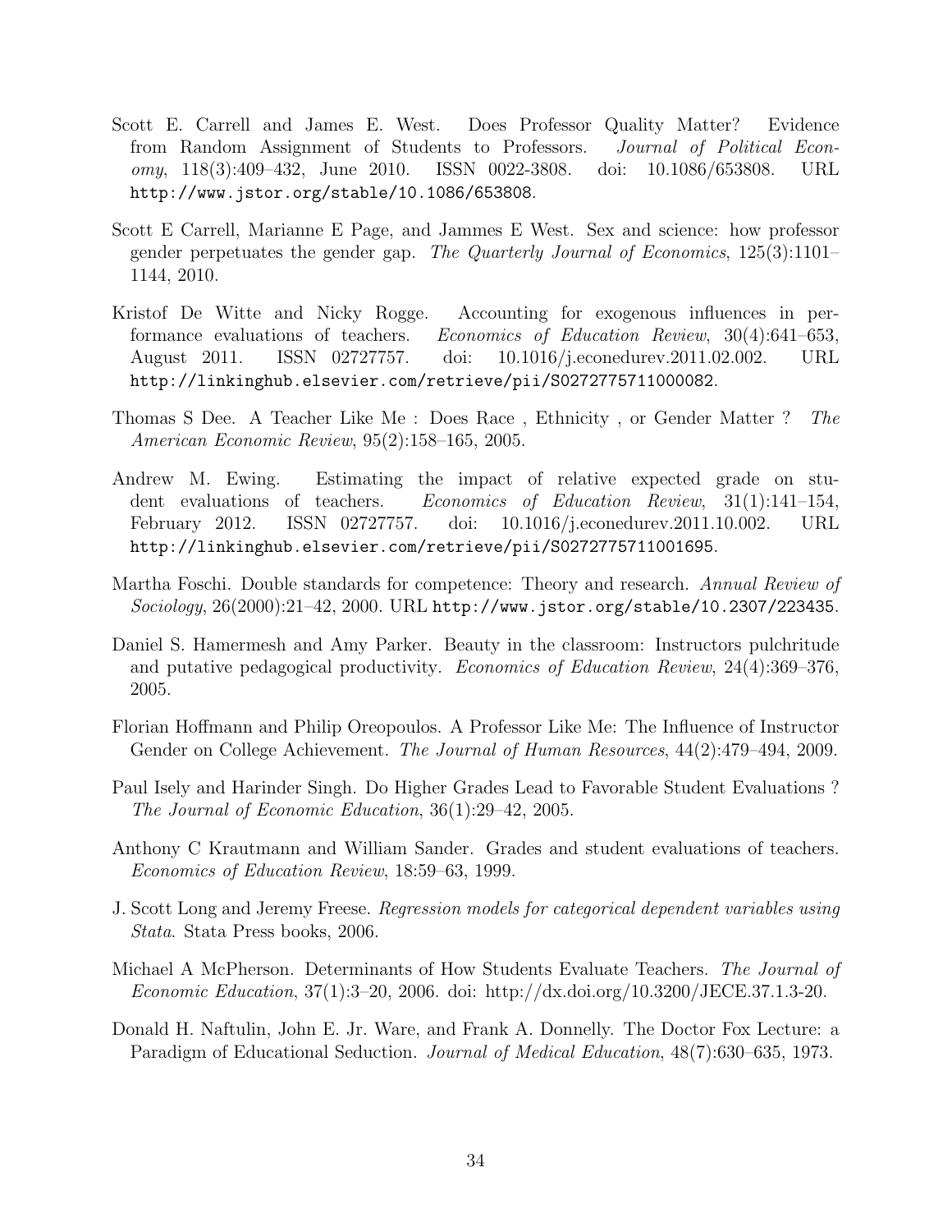Scott E. Carrell and James E. West. Does Professor Quality Matter? Evidence from Random Assignment of Students to Professors. *Journal of Political Economy*, 118(3):409–432, June 2010. ISSN 0022-3808. doi: 10.1086/653808. URL http://www.jstor.org/stable/10.1086/653808.

Scott E Carrell, Marianne E Page, and Jammes E West. Sex and science: how professor gender perpetuates the gender gap. *The Quarterly Journal of Economics*, 125(3):1101–1144, 2010.

Kristof De Witte and Nicky Rogge. Accounting for exogenous influences in performance evaluations of teachers. *Economics of Education Review*, 30(4):641–653, August 2011. ISSN 02727757. doi: 10.1016/j.econedurev.2011.02.002. URL http://linkinghub.elsevier.com/retrieve/pii/S0272775711000082.

Thomas S Dee. A Teacher Like Me : Does Race , Ethnicity , or Gender Matter ? *The American Economic Review*, 95(2):158–165, 2005.

Andrew M. Ewing. Estimating the impact of relative expected grade on student evaluations of teachers. *Economics of Education Review*, 31(1):141–154, February 2012. ISSN 02727757. doi: 10.1016/j.econedurev.2011.10.002. URL http://linkinghub.elsevier.com/retrieve/pii/S0272775711001695.

Martha Foschi. Double standards for competence: Theory and research. *Annual Review of Sociology*, 26(2000):21–42, 2000. URL http://www.jstor.org/stable/10.2307/223435.

Daniel S. Hamermesh and Amy Parker. Beauty in the classroom: Instructors pulchritude and putative pedagogical productivity. *Economics of Education Review*, 24(4):369–376, 2005.

Florian Hoffmann and Philip Oreopoulos. A Professor Like Me: The Influence of Instructor Gender on College Achievement. *The Journal of Human Resources*, 44(2):479–494, 2009.

Paul Isely and Harinder Singh. Do Higher Grades Lead to Favorable Student Evaluations ? *The Journal of Economic Education*, 36(1):29–42, 2005.

Anthony C Krautmann and William Sander. Grades and student evaluations of teachers. *Economics of Education Review*, 18:59–63, 1999.

J. Scott Long and Jeremy Freese. *Regression models for categorical dependent variables using Stata*. Stata Press books, 2006.

Michael A McPherson. Determinants of How Students Evaluate Teachers. *The Journal of Economic Education*, 37(1):3–20, 2006. doi: http://dx.doi.org/10.3200/JECE.37.1.3-20.

Donald H. Naftulin, John E. Jr. Ware, and Frank A. Donnelly. The Doctor Fox Lecture: a Paradigm of Educational Seduction. *Journal of Medical Education*, 48(7):630–635, 1973.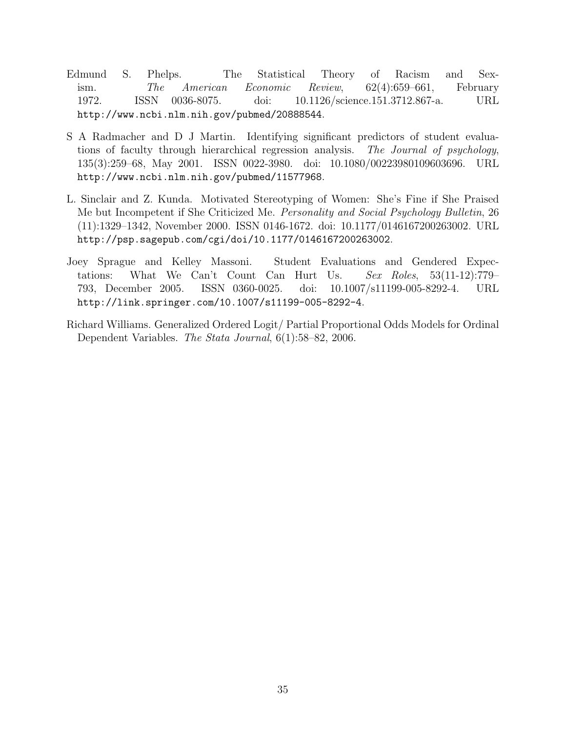Edmund S. Phelps. The Statistical Theory of Racism and Sexism. *The American Economic Review*, 62(4):659–661, February 1972. ISSN 0036-8075. doi: 10.1126/science.151.3712.867-a. URL http://www.ncbi.nlm.nih.gov/pubmed/20888544.

S A Radmacher and D J Martin. Identifying significant predictors of student evaluations of faculty through hierarchical regression analysis. *The Journal of psychology*, 135(3):259–68, May 2001. ISSN 0022-3980. doi: 10.1080/00223980109603696. URL http://www.ncbi.nlm.nih.gov/pubmed/11577968.

L. Sinclair and Z. Kunda. Motivated Stereotyping of Women: She's Fine if She Praised Me but Incompetent if She Criticized Me. *Personality and Social Psychology Bulletin*, 26 (11):1329–1342, November 2000. ISSN 0146-1672. doi: 10.1177/0146167200263002. URL http://psp.sagepub.com/cgi/doi/10.1177/0146167200263002.

Joey Sprague and Kelley Massoni. Student Evaluations and Gendered Expectations: What We Can't Count Can Hurt Us. *Sex Roles*, 53(11-12):779–793, December 2005. ISSN 0360-0025. doi: 10.1007/s11199-005-8292-4. URL http://link.springer.com/10.1007/s11199-005-8292-4.

Richard Williams. Generalized Ordered Logit/ Partial Proportional Odds Models for Ordinal Dependent Variables. *The Stata Journal*, 6(1):58–82, 2006.